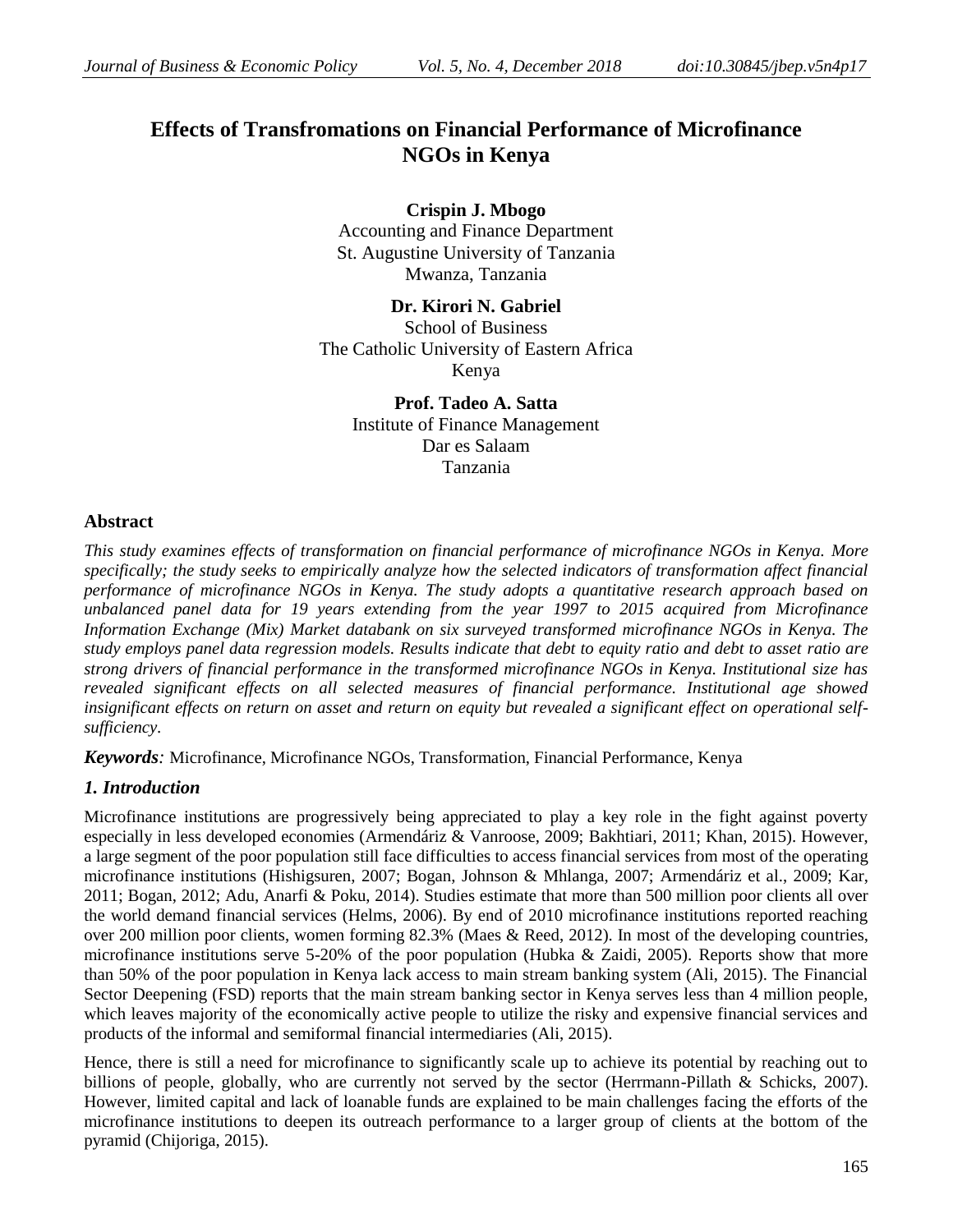# Effects of Transfromations on Financial Performance of Microfinance NGOs in Kenya

**Crispin J. Mbogo**
Accounting and Finance Department
St. Augustine University of Tanzania
Mwanza, Tanzania

**Dr. Kirori N. Gabriel**
School of Business
The Catholic University of Eastern Africa
Kenya

**Prof. Tadeo A. Satta**
Institute of Finance Management
Dar es Salaam
Tanzania

## Abstract

*This study examines effects of transformation on financial performance of microfinance NGOs in Kenya. More specifically; the study seeks to empirically analyze how the selected indicators of transformation affect financial performance of microfinance NGOs in Kenya. The study adopts a quantitative research approach based on unbalanced panel data for 19 years extending from the year 1997 to 2015 acquired from Microfinance Information Exchange (Mix) Market databank on six surveyed transformed microfinance NGOs in Kenya. The study employs panel data regression models. Results indicate that debt to equity ratio and debt to asset ratio are strong drivers of financial performance in the transformed microfinance NGOs in Kenya. Institutional size has revealed significant effects on all selected measures of financial performance. Institutional age showed insignificant effects on return on asset and return on equity but revealed a significant effect on operational self-sufficiency.*

***Keywords**:* Microfinance, Microfinance NGOs, Transformation, Financial Performance, Kenya

## *1. Introduction*

Microfinance institutions are progressively being appreciated to play a key role in the fight against poverty especially in less developed economies (Armendáriz & Vanroose, 2009; Bakhtiari, 2011; Khan, 2015). However, a large segment of the poor population still face difficulties to access financial services from most of the operating microfinance institutions (Hishigsuren, 2007; Bogan, Johnson & Mhlanga, 2007; Armendáriz et al., 2009; Kar, 2011; Bogan, 2012; Adu, Anarfi & Poku, 2014). Studies estimate that more than 500 million poor clients all over the world demand financial services (Helms, 2006). By end of 2010 microfinance institutions reported reaching over 200 million poor clients, women forming 82.3% (Maes & Reed, 2012). In most of the developing countries, microfinance institutions serve 5-20% of the poor population (Hubka & Zaidi, 2005). Reports show that more than 50% of the poor population in Kenya lack access to main stream banking system (Ali, 2015). The Financial Sector Deepening (FSD) reports that the main stream banking sector in Kenya serves less than 4 million people, which leaves majority of the economically active people to utilize the risky and expensive financial services and products of the informal and semiformal financial intermediaries (Ali, 2015).

Hence, there is still a need for microfinance to significantly scale up to achieve its potential by reaching out to billions of people, globally, who are currently not served by the sector (Herrmann-Pillath & Schicks, 2007). However, limited capital and lack of loanable funds are explained to be main challenges facing the efforts of the microfinance institutions to deepen its outreach performance to a larger group of clients at the bottom of the pyramid (Chijoriga, 2015).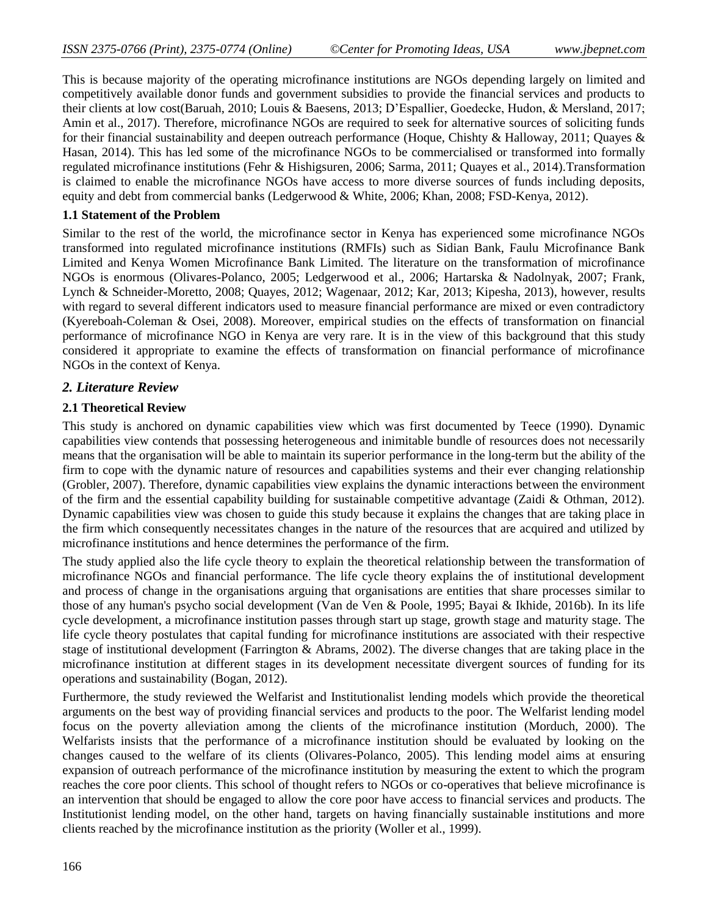This is because majority of the operating microfinance institutions are NGOs depending largely on limited and competitively available donor funds and government subsidies to provide the financial services and products to their clients at low cost(Baruah, 2010; Louis & Baesens, 2013; D'Espallier, Goedecke, Hudon, & Mersland, 2017; Amin et al., 2017). Therefore, microfinance NGOs are required to seek for alternative sources of soliciting funds for their financial sustainability and deepen outreach performance (Hoque, Chishty & Halloway, 2011; Quayes & Hasan, 2014). This has led some of the microfinance NGOs to be commercialised or transformed into formally regulated microfinance institutions (Fehr & Hishigsuren, 2006; Sarma, 2011; Quayes et al., 2014).Transformation is claimed to enable the microfinance NGOs have access to more diverse sources of funds including deposits, equity and debt from commercial banks (Ledgerwood & White, 2006; Khan, 2008; FSD-Kenya, 2012).

### 1.1 Statement of the Problem

Similar to the rest of the world, the microfinance sector in Kenya has experienced some microfinance NGOs transformed into regulated microfinance institutions (RMFIs) such as Sidian Bank, Faulu Microfinance Bank Limited and Kenya Women Microfinance Bank Limited. The literature on the transformation of microfinance NGOs is enormous (Olivares-Polanco, 2005; Ledgerwood et al., 2006; Hartarska & Nadolnyak, 2007; Frank, Lynch & Schneider-Moretto, 2008; Quayes, 2012; Wagenaar, 2012; Kar, 2013; Kipesha, 2013), however, results with regard to several different indicators used to measure financial performance are mixed or even contradictory (Kyereboah-Coleman & Osei, 2008). Moreover, empirical studies on the effects of transformation on financial performance of microfinance NGO in Kenya are very rare. It is in the view of this background that this study considered it appropriate to examine the effects of transformation on financial performance of microfinance NGOs in the context of Kenya.

## *2. Literature Review*

### 2.1 Theoretical Review

This study is anchored on dynamic capabilities view which was first documented by Teece (1990). Dynamic capabilities view contends that possessing heterogeneous and inimitable bundle of resources does not necessarily means that the organisation will be able to maintain its superior performance in the long-term but the ability of the firm to cope with the dynamic nature of resources and capabilities systems and their ever changing relationship (Grobler, 2007). Therefore, dynamic capabilities view explains the dynamic interactions between the environment of the firm and the essential capability building for sustainable competitive advantage (Zaidi & Othman, 2012). Dynamic capabilities view was chosen to guide this study because it explains the changes that are taking place in the firm which consequently necessitates changes in the nature of the resources that are acquired and utilized by microfinance institutions and hence determines the performance of the firm.

The study applied also the life cycle theory to explain the theoretical relationship between the transformation of microfinance NGOs and financial performance. The life cycle theory explains the of institutional development and process of change in the organisations arguing that organisations are entities that share processes similar to those of any human's psycho social development (Van de Ven & Poole, 1995; Bayai & Ikhide, 2016b). In its life cycle development, a microfinance institution passes through start up stage, growth stage and maturity stage. The life cycle theory postulates that capital funding for microfinance institutions are associated with their respective stage of institutional development (Farrington & Abrams, 2002). The diverse changes that are taking place in the microfinance institution at different stages in its development necessitate divergent sources of funding for its operations and sustainability (Bogan, 2012).

Furthermore, the study reviewed the Welfarist and Institutionalist lending models which provide the theoretical arguments on the best way of providing financial services and products to the poor. The Welfarist lending model focus on the poverty alleviation among the clients of the microfinance institution (Morduch, 2000). The Welfarists insists that the performance of a microfinance institution should be evaluated by looking on the changes caused to the welfare of its clients (Olivares-Polanco, 2005). This lending model aims at ensuring expansion of outreach performance of the microfinance institution by measuring the extent to which the program reaches the core poor clients. This school of thought refers to NGOs or co-operatives that believe microfinance is an intervention that should be engaged to allow the core poor have access to financial services and products. The Institutionist lending model, on the other hand, targets on having financially sustainable institutions and more clients reached by the microfinance institution as the priority (Woller et al., 1999).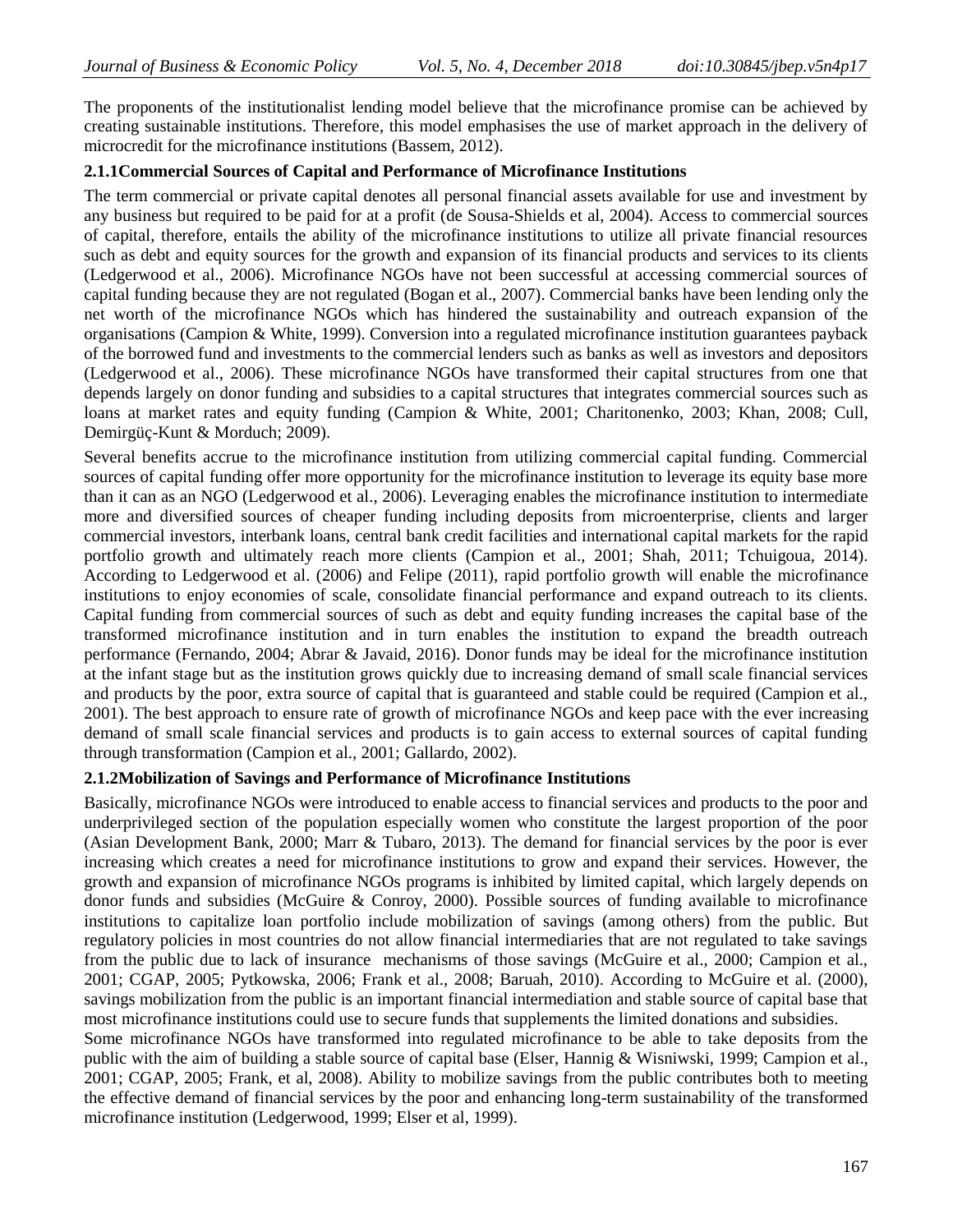The proponents of the institutionalist lending model believe that the microfinance promise can be achieved by creating sustainable institutions. Therefore, this model emphasises the use of market approach in the delivery of microcredit for the microfinance institutions (Bassem, 2012).

### 2.1.1Commercial Sources of Capital and Performance of Microfinance Institutions

The term commercial or private capital denotes all personal financial assets available for use and investment by any business but required to be paid for at a profit (de Sousa-Shields et al, 2004). Access to commercial sources of capital, therefore, entails the ability of the microfinance institutions to utilize all private financial resources such as debt and equity sources for the growth and expansion of its financial products and services to its clients (Ledgerwood et al., 2006). Microfinance NGOs have not been successful at accessing commercial sources of capital funding because they are not regulated (Bogan et al., 2007). Commercial banks have been lending only the net worth of the microfinance NGOs which has hindered the sustainability and outreach expansion of the organisations (Campion & White, 1999). Conversion into a regulated microfinance institution guarantees payback of the borrowed fund and investments to the commercial lenders such as banks as well as investors and depositors (Ledgerwood et al., 2006). These microfinance NGOs have transformed their capital structures from one that depends largely on donor funding and subsidies to a capital structures that integrates commercial sources such as loans at market rates and equity funding (Campion & White, 2001; Charitonenko, 2003; Khan, 2008; Cull, Demirgüç-Kunt & Morduch; 2009).

Several benefits accrue to the microfinance institution from utilizing commercial capital funding. Commercial sources of capital funding offer more opportunity for the microfinance institution to leverage its equity base more than it can as an NGO (Ledgerwood et al., 2006). Leveraging enables the microfinance institution to intermediate more and diversified sources of cheaper funding including deposits from microenterprise, clients and larger commercial investors, interbank loans, central bank credit facilities and international capital markets for the rapid portfolio growth and ultimately reach more clients (Campion et al., 2001; Shah, 2011; Tchuigoua, 2014). According to Ledgerwood et al. (2006) and Felipe (2011), rapid portfolio growth will enable the microfinance institutions to enjoy economies of scale, consolidate financial performance and expand outreach to its clients. Capital funding from commercial sources of such as debt and equity funding increases the capital base of the transformed microfinance institution and in turn enables the institution to expand the breadth outreach performance (Fernando, 2004; Abrar & Javaid, 2016). Donor funds may be ideal for the microfinance institution at the infant stage but as the institution grows quickly due to increasing demand of small scale financial services and products by the poor, extra source of capital that is guaranteed and stable could be required (Campion et al., 2001). The best approach to ensure rate of growth of microfinance NGOs and keep pace with the ever increasing demand of small scale financial services and products is to gain access to external sources of capital funding through transformation (Campion et al., 2001; Gallardo, 2002).

### 2.1.2Mobilization of Savings and Performance of Microfinance Institutions

Basically, microfinance NGOs were introduced to enable access to financial services and products to the poor and underprivileged section of the population especially women who constitute the largest proportion of the poor (Asian Development Bank, 2000; Marr & Tubaro, 2013). The demand for financial services by the poor is ever increasing which creates a need for microfinance institutions to grow and expand their services. However, the growth and expansion of microfinance NGOs programs is inhibited by limited capital, which largely depends on donor funds and subsidies (McGuire & Conroy, 2000). Possible sources of funding available to microfinance institutions to capitalize loan portfolio include mobilization of savings (among others) from the public. But regulatory policies in most countries do not allow financial intermediaries that are not regulated to take savings from the public due to lack of insurance mechanisms of those savings (McGuire et al., 2000; Campion et al., 2001; CGAP, 2005; Pytkowska, 2006; Frank et al., 2008; Baruah, 2010). According to McGuire et al. (2000), savings mobilization from the public is an important financial intermediation and stable source of capital base that most microfinance institutions could use to secure funds that supplements the limited donations and subsidies.

Some microfinance NGOs have transformed into regulated microfinance to be able to take deposits from the public with the aim of building a stable source of capital base (Elser, Hannig & Wisniwski, 1999; Campion et al., 2001; CGAP, 2005; Frank, et al, 2008). Ability to mobilize savings from the public contributes both to meeting the effective demand of financial services by the poor and enhancing long-term sustainability of the transformed microfinance institution (Ledgerwood, 1999; Elser et al, 1999).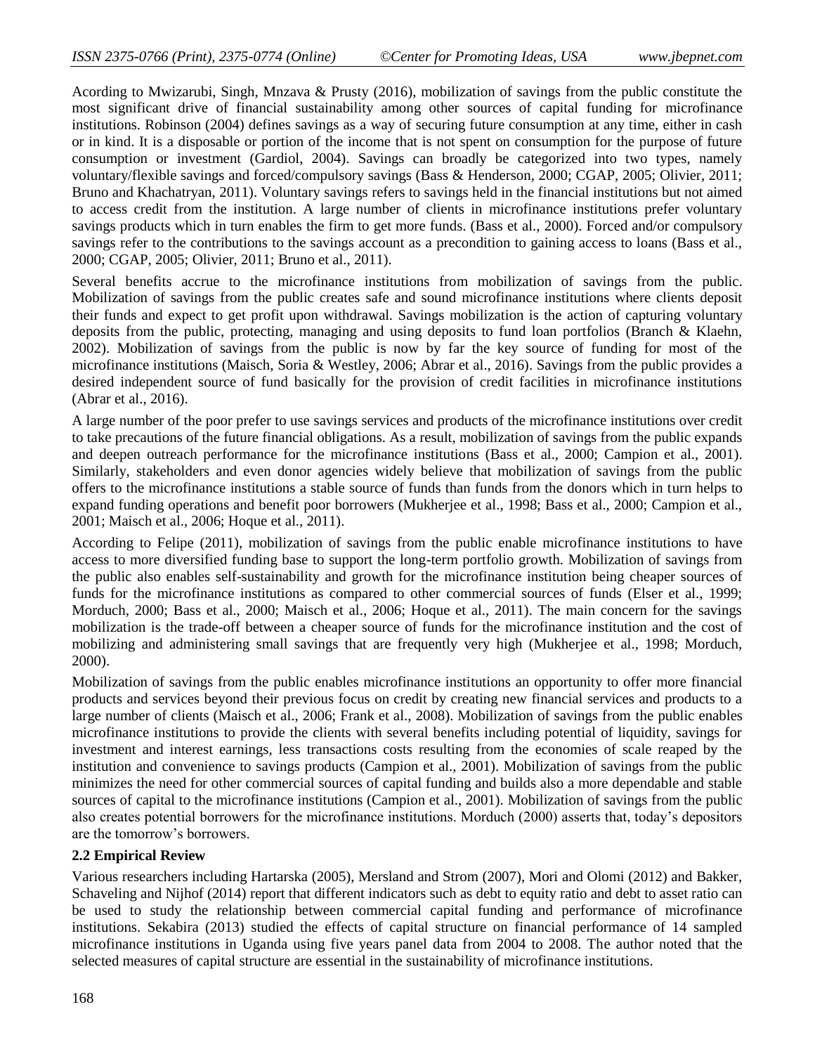Acording to Mwizarubi, Singh, Mnzava & Prusty (2016), mobilization of savings from the public constitute the most significant drive of financial sustainability among other sources of capital funding for microfinance institutions. Robinson (2004) defines savings as a way of securing future consumption at any time, either in cash or in kind. It is a disposable or portion of the income that is not spent on consumption for the purpose of future consumption or investment (Gardiol, 2004). Savings can broadly be categorized into two types, namely voluntary/flexible savings and forced/compulsory savings (Bass & Henderson, 2000; CGAP, 2005; Olivier, 2011; Bruno and Khachatryan, 2011). Voluntary savings refers to savings held in the financial institutions but not aimed to access credit from the institution. A large number of clients in microfinance institutions prefer voluntary savings products which in turn enables the firm to get more funds. (Bass et al., 2000). Forced and/or compulsory savings refer to the contributions to the savings account as a precondition to gaining access to loans (Bass et al., 2000; CGAP, 2005; Olivier, 2011; Bruno et al., 2011).

Several benefits accrue to the microfinance institutions from mobilization of savings from the public. Mobilization of savings from the public creates safe and sound microfinance institutions where clients deposit their funds and expect to get profit upon withdrawal. Savings mobilization is the action of capturing voluntary deposits from the public, protecting, managing and using deposits to fund loan portfolios (Branch & Klaehn, 2002). Mobilization of savings from the public is now by far the key source of funding for most of the microfinance institutions (Maisch, Soria & Westley, 2006; Abrar et al., 2016). Savings from the public provides a desired independent source of fund basically for the provision of credit facilities in microfinance institutions (Abrar et al., 2016).

A large number of the poor prefer to use savings services and products of the microfinance institutions over credit to take precautions of the future financial obligations. As a result, mobilization of savings from the public expands and deepen outreach performance for the microfinance institutions (Bass et al., 2000; Campion et al., 2001). Similarly, stakeholders and even donor agencies widely believe that mobilization of savings from the public offers to the microfinance institutions a stable source of funds than funds from the donors which in turn helps to expand funding operations and benefit poor borrowers (Mukherjee et al., 1998; Bass et al., 2000; Campion et al., 2001; Maisch et al., 2006; Hoque et al., 2011).

According to Felipe (2011), mobilization of savings from the public enable microfinance institutions to have access to more diversified funding base to support the long-term portfolio growth. Mobilization of savings from the public also enables self-sustainability and growth for the microfinance institution being cheaper sources of funds for the microfinance institutions as compared to other commercial sources of funds (Elser et al., 1999; Morduch, 2000; Bass et al., 2000; Maisch et al., 2006; Hoque et al., 2011). The main concern for the savings mobilization is the trade-off between a cheaper source of funds for the microfinance institution and the cost of mobilizing and administering small savings that are frequently very high (Mukherjee et al., 1998; Morduch, 2000).

Mobilization of savings from the public enables microfinance institutions an opportunity to offer more financial products and services beyond their previous focus on credit by creating new financial services and products to a large number of clients (Maisch et al., 2006; Frank et al., 2008). Mobilization of savings from the public enables microfinance institutions to provide the clients with several benefits including potential of liquidity, savings for investment and interest earnings, less transactions costs resulting from the economies of scale reaped by the institution and convenience to savings products (Campion et al., 2001). Mobilization of savings from the public minimizes the need for other commercial sources of capital funding and builds also a more dependable and stable sources of capital to the microfinance institutions (Campion et al., 2001). Mobilization of savings from the public also creates potential borrowers for the microfinance institutions. Morduch (2000) asserts that, today's depositors are the tomorrow's borrowers.

### 2.2 Empirical Review

Various researchers including Hartarska (2005), Mersland and Strom (2007), Mori and Olomi (2012) and Bakker, Schaveling and Nijhof (2014) report that different indicators such as debt to equity ratio and debt to asset ratio can be used to study the relationship between commercial capital funding and performance of microfinance institutions. Sekabira (2013) studied the effects of capital structure on financial performance of 14 sampled microfinance institutions in Uganda using five years panel data from 2004 to 2008. The author noted that the selected measures of capital structure are essential in the sustainability of microfinance institutions.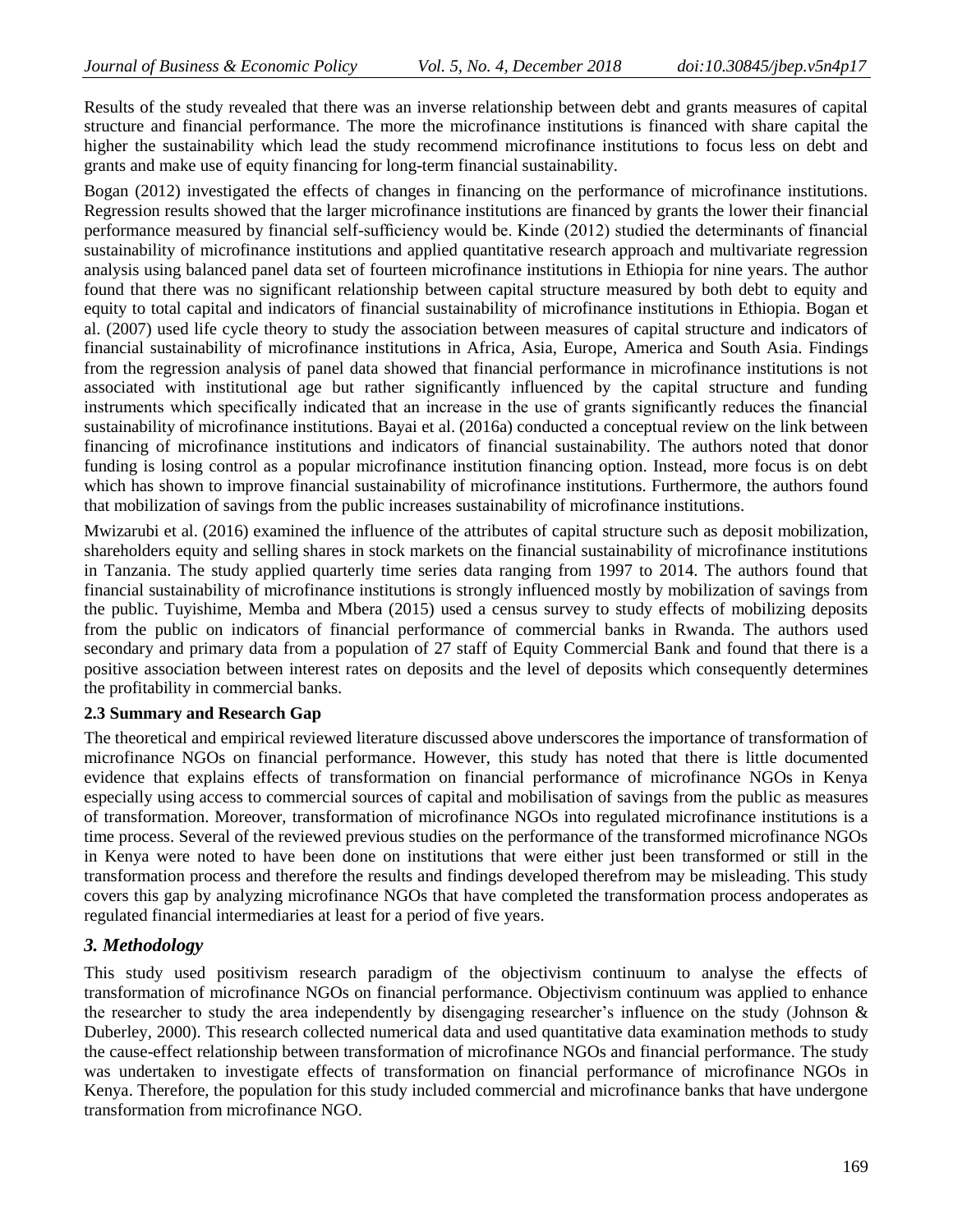Results of the study revealed that there was an inverse relationship between debt and grants measures of capital structure and financial performance. The more the microfinance institutions is financed with share capital the higher the sustainability which lead the study recommend microfinance institutions to focus less on debt and grants and make use of equity financing for long-term financial sustainability.

Bogan (2012) investigated the effects of changes in financing on the performance of microfinance institutions. Regression results showed that the larger microfinance institutions are financed by grants the lower their financial performance measured by financial self-sufficiency would be. Kinde (2012) studied the determinants of financial sustainability of microfinance institutions and applied quantitative research approach and multivariate regression analysis using balanced panel data set of fourteen microfinance institutions in Ethiopia for nine years. The author found that there was no significant relationship between capital structure measured by both debt to equity and equity to total capital and indicators of financial sustainability of microfinance institutions in Ethiopia. Bogan et al. (2007) used life cycle theory to study the association between measures of capital structure and indicators of financial sustainability of microfinance institutions in Africa, Asia, Europe, America and South Asia. Findings from the regression analysis of panel data showed that financial performance in microfinance institutions is not associated with institutional age but rather significantly influenced by the capital structure and funding instruments which specifically indicated that an increase in the use of grants significantly reduces the financial sustainability of microfinance institutions. Bayai et al. (2016a) conducted a conceptual review on the link between financing of microfinance institutions and indicators of financial sustainability. The authors noted that donor funding is losing control as a popular microfinance institution financing option. Instead, more focus is on debt which has shown to improve financial sustainability of microfinance institutions. Furthermore, the authors found that mobilization of savings from the public increases sustainability of microfinance institutions.

Mwizarubi et al. (2016) examined the influence of the attributes of capital structure such as deposit mobilization, shareholders equity and selling shares in stock markets on the financial sustainability of microfinance institutions in Tanzania. The study applied quarterly time series data ranging from 1997 to 2014. The authors found that financial sustainability of microfinance institutions is strongly influenced mostly by mobilization of savings from the public. Tuyishime, Memba and Mbera (2015) used a census survey to study effects of mobilizing deposits from the public on indicators of financial performance of commercial banks in Rwanda. The authors used secondary and primary data from a population of 27 staff of Equity Commercial Bank and found that there is a positive association between interest rates on deposits and the level of deposits which consequently determines the profitability in commercial banks.

### 2.3 Summary and Research Gap

The theoretical and empirical reviewed literature discussed above underscores the importance of transformation of microfinance NGOs on financial performance. However, this study has noted that there is little documented evidence that explains effects of transformation on financial performance of microfinance NGOs in Kenya especially using access to commercial sources of capital and mobilisation of savings from the public as measures of transformation. Moreover, transformation of microfinance NGOs into regulated microfinance institutions is a time process. Several of the reviewed previous studies on the performance of the transformed microfinance NGOs in Kenya were noted to have been done on institutions that were either just been transformed or still in the transformation process and therefore the results and findings developed therefrom may be misleading. This study covers this gap by analyzing microfinance NGOs that have completed the transformation process andoperates as regulated financial intermediaries at least for a period of five years.

## 3. Methodology

This study used positivism research paradigm of the objectivism continuum to analyse the effects of transformation of microfinance NGOs on financial performance. Objectivism continuum was applied to enhance the researcher to study the area independently by disengaging researcher's influence on the study (Johnson & Duberley, 2000). This research collected numerical data and used quantitative data examination methods to study the cause-effect relationship between transformation of microfinance NGOs and financial performance. The study was undertaken to investigate effects of transformation on financial performance of microfinance NGOs in Kenya. Therefore, the population for this study included commercial and microfinance banks that have undergone transformation from microfinance NGO.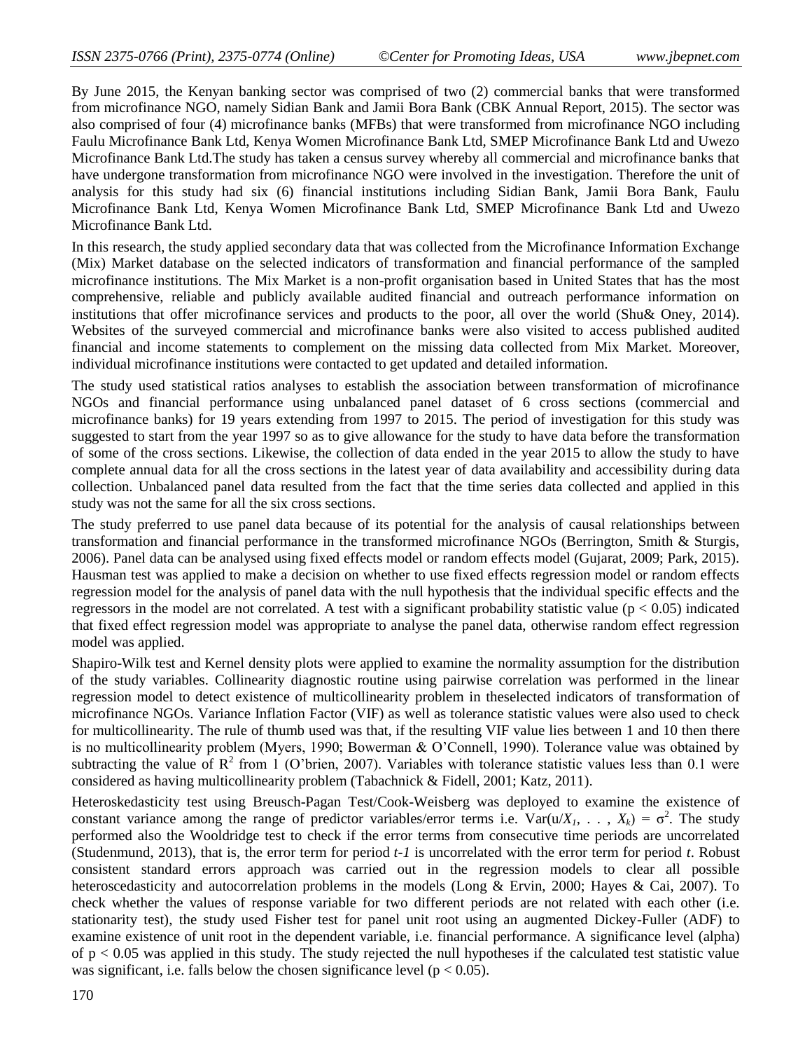By June 2015, the Kenyan banking sector was comprised of two (2) commercial banks that were transformed from microfinance NGO, namely Sidian Bank and Jamii Bora Bank (CBK Annual Report, 2015). The sector was also comprised of four (4) microfinance banks (MFBs) that were transformed from microfinance NGO including Faulu Microfinance Bank Ltd, Kenya Women Microfinance Bank Ltd, SMEP Microfinance Bank Ltd and Uwezo Microfinance Bank Ltd.The study has taken a census survey whereby all commercial and microfinance banks that have undergone transformation from microfinance NGO were involved in the investigation. Therefore the unit of analysis for this study had six (6) financial institutions including Sidian Bank, Jamii Bora Bank, Faulu Microfinance Bank Ltd, Kenya Women Microfinance Bank Ltd, SMEP Microfinance Bank Ltd and Uwezo Microfinance Bank Ltd.

In this research, the study applied secondary data that was collected from the Microfinance Information Exchange (Mix) Market database on the selected indicators of transformation and financial performance of the sampled microfinance institutions. The Mix Market is a non-profit organisation based in United States that has the most comprehensive, reliable and publicly available audited financial and outreach performance information on institutions that offer microfinance services and products to the poor, all over the world (Shu& Oney, 2014). Websites of the surveyed commercial and microfinance banks were also visited to access published audited financial and income statements to complement on the missing data collected from Mix Market. Moreover, individual microfinance institutions were contacted to get updated and detailed information.

The study used statistical ratios analyses to establish the association between transformation of microfinance NGOs and financial performance using unbalanced panel dataset of 6 cross sections (commercial and microfinance banks) for 19 years extending from 1997 to 2015. The period of investigation for this study was suggested to start from the year 1997 so as to give allowance for the study to have data before the transformation of some of the cross sections. Likewise, the collection of data ended in the year 2015 to allow the study to have complete annual data for all the cross sections in the latest year of data availability and accessibility during data collection. Unbalanced panel data resulted from the fact that the time series data collected and applied in this study was not the same for all the six cross sections.

The study preferred to use panel data because of its potential for the analysis of causal relationships between transformation and financial performance in the transformed microfinance NGOs (Berrington, Smith & Sturgis, 2006). Panel data can be analysed using fixed effects model or random effects model (Gujarat, 2009; Park, 2015). Hausman test was applied to make a decision on whether to use fixed effects regression model or random effects regression model for the analysis of panel data with the null hypothesis that the individual specific effects and the regressors in the model are not correlated. A test with a significant probability statistic value ($p < 0.05$) indicated that fixed effect regression model was appropriate to analyse the panel data, otherwise random effect regression model was applied.

Shapiro-Wilk test and Kernel density plots were applied to examine the normality assumption for the distribution of the study variables. Collinearity diagnostic routine using pairwise correlation was performed in the linear regression model to detect existence of multicollinearity problem in theselected indicators of transformation of microfinance NGOs. Variance Inflation Factor (VIF) as well as tolerance statistic values were also used to check for multicollinearity. The rule of thumb used was that, if the resulting VIF value lies between 1 and 10 then there is no multicollinearity problem (Myers, 1990; Bowerman & O'Connell, 1990). Tolerance value was obtained by subtracting the value of $R^2$ from 1 (O'brien, 2007). Variables with tolerance statistic values less than 0.1 were considered as having multicollinearity problem (Tabachnick & Fidell, 2001; Katz, 2011).

Heteroskedasticity test using Breusch-Pagan Test/Cook-Weisberg was deployed to examine the existence of constant variance among the range of predictor variables/error terms i.e. $\text{Var}(u/X_1, \ldots, X_k) = \sigma^2$. The study performed also the Wooldridge test to check if the error terms from consecutive time periods are uncorrelated (Studenmund, 2013), that is, the error term for period $t\text{-}1$ is uncorrelated with the error term for period $t$. Robust consistent standard errors approach was carried out in the regression models to clear all possible heteroscedasticity and autocorrelation problems in the models (Long & Ervin, 2000; Hayes & Cai, 2007). To check whether the values of response variable for two different periods are not related with each other (i.e. stationarity test), the study used Fisher test for panel unit root using an augmented Dickey-Fuller (ADF) to examine existence of unit root in the dependent variable, i.e. financial performance. A significance level (alpha) of $p < 0.05$ was applied in this study. The study rejected the null hypotheses if the calculated test statistic value was significant, i.e. falls below the chosen significance level ($p < 0.05$).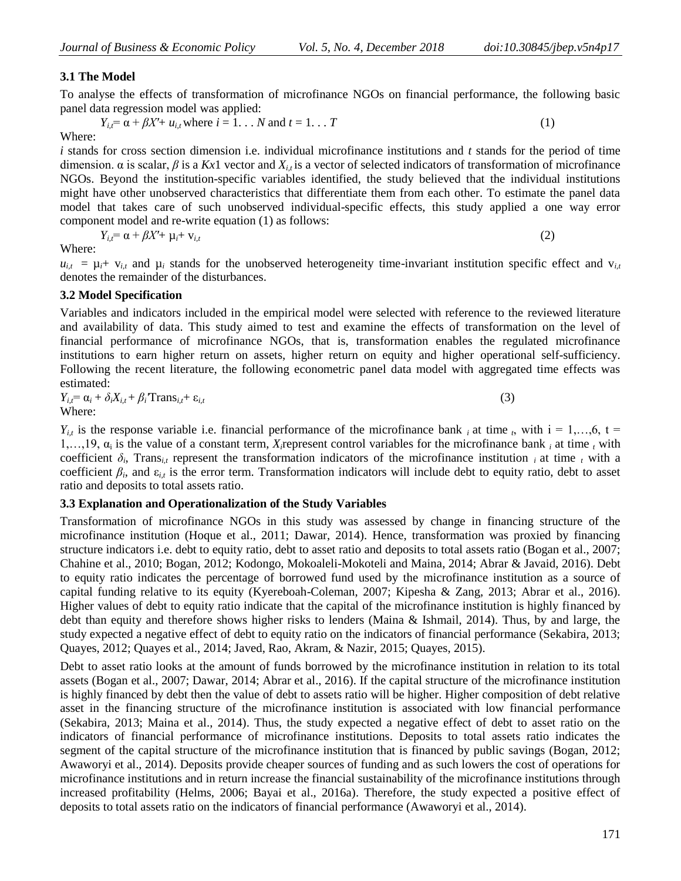### 3.1 The Model

To analyse the effects of transformation of microfinance NGOs on financial performance, the following basic panel data regression model was applied:

$$Y_{i,t} = \alpha + \beta X' + u_{i,t} \text{ where } i = 1 \ldots N \text{ and } t = 1 \ldots T \quad (1)$$

Where:

$i$ stands for cross section dimension i.e. individual microfinance institutions and $t$ stands for the period of time dimension. α is scalar, $\beta$ is a $K$x1 vector and $X_{i,t}$ is a vector of selected indicators of transformation of microfinance NGOs. Beyond the institution-specific variables identified, the study believed that the individual institutions might have other unobserved characteristics that differentiate them from each other. To estimate the panel data model that takes care of such unobserved individual-specific effects, this study applied a one way error component model and re-write equation (1) as follows:

$$Y_{i,t} = \alpha + \beta X' + \mu_i + v_{i,t} \quad (2)$$

Where:

$u_{i,t} = \mu_i + v_{i,t}$ and $\mu_i$ stands for the unobserved heterogeneity time-invariant institution specific effect and $v_{i,t}$ denotes the remainder of the disturbances.

### 3.2 Model Specification

Variables and indicators included in the empirical model were selected with reference to the reviewed literature and availability of data. This study aimed to test and examine the effects of transformation on the level of financial performance of microfinance NGOs, that is, transformation enables the regulated microfinance institutions to earn higher return on assets, higher return on equity and higher operational self-sufficiency. Following the recent literature, the following econometric panel data model with aggregated time effects was estimated:

$$Y_{i,t} = \alpha_i + \delta_i X_{i,t} + \beta_i' \text{Trans}_{i,t} + \varepsilon_{i,t} \quad (3)$$

Where:

$Y_{i,t}$ is the response variable i.e. financial performance of the microfinance bank $_i$ at time $_t$, with i = 1,…,6, t = 1,…,19, $\alpha_i$ is the value of a constant term, $X_i$represent control variables for the microfinance bank $_i$ at time $_t$ with coefficient $\delta_i$, $\text{Trans}_{i,t}$ represent the transformation indicators of the microfinance institution $_i$ at time $_t$ with a coefficient $\beta_i$, and $\varepsilon_{i,t}$ is the error term. Transformation indicators will include debt to equity ratio, debt to asset ratio and deposits to total assets ratio.

### 3.3 Explanation and Operationalization of the Study Variables

Transformation of microfinance NGOs in this study was assessed by change in financing structure of the microfinance institution (Hoque et al., 2011; Dawar, 2014). Hence, transformation was proxied by financing structure indicators i.e. debt to equity ratio, debt to asset ratio and deposits to total assets ratio (Bogan et al., 2007; Chahine et al., 2010; Bogan, 2012; Kodongo, Mokoaleli-Mokoteli and Maina, 2014; Abrar & Javaid, 2016). Debt to equity ratio indicates the percentage of borrowed fund used by the microfinance institution as a source of capital funding relative to its equity (Kyereboah-Coleman, 2007; Kipesha & Zang, 2013; Abrar et al., 2016). Higher values of debt to equity ratio indicate that the capital of the microfinance institution is highly financed by debt than equity and therefore shows higher risks to lenders (Maina & Ishmail, 2014). Thus, by and large, the study expected a negative effect of debt to equity ratio on the indicators of financial performance (Sekabira, 2013; Quayes, 2012; Quayes et al., 2014; Javed, Rao, Akram, & Nazir, 2015; Quayes, 2015).

Debt to asset ratio looks at the amount of funds borrowed by the microfinance institution in relation to its total assets (Bogan et al., 2007; Dawar, 2014; Abrar et al., 2016). If the capital structure of the microfinance institution is highly financed by debt then the value of debt to assets ratio will be higher. Higher composition of debt relative asset in the financing structure of the microfinance institution is associated with low financial performance (Sekabira, 2013; Maina et al., 2014). Thus, the study expected a negative effect of debt to asset ratio on the indicators of financial performance of microfinance institutions. Deposits to total assets ratio indicates the segment of the capital structure of the microfinance institution that is financed by public savings (Bogan, 2012; Awaworyi et al., 2014). Deposits provide cheaper sources of funding and as such lowers the cost of operations for microfinance institutions and in return increase the financial sustainability of the microfinance institutions through increased profitability (Helms, 2006; Bayai et al., 2016a). Therefore, the study expected a positive effect of deposits to total assets ratio on the indicators of financial performance (Awaworyi et al., 2014).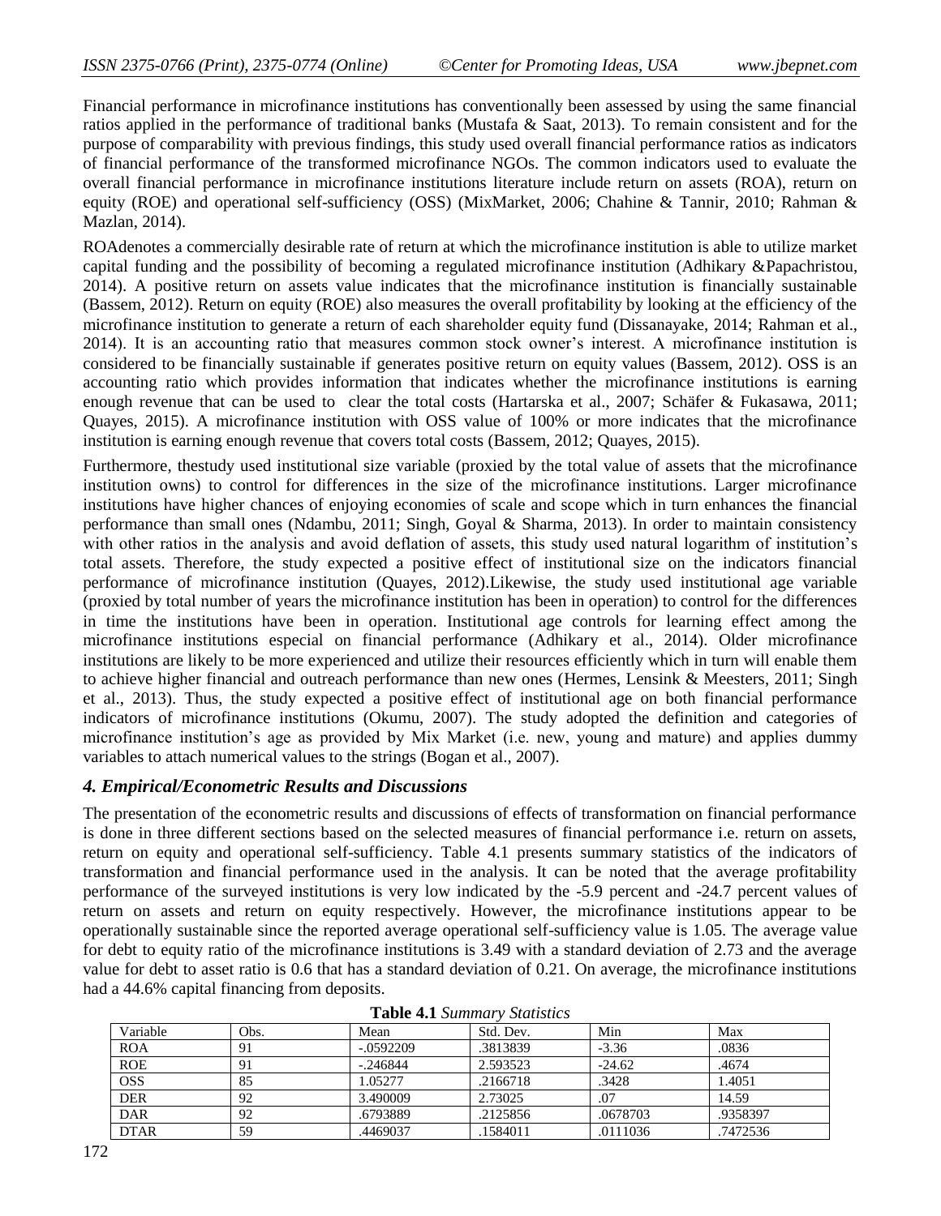Financial performance in microfinance institutions has conventionally been assessed by using the same financial ratios applied in the performance of traditional banks (Mustafa & Saat, 2013). To remain consistent and for the purpose of comparability with previous findings, this study used overall financial performance ratios as indicators of financial performance of the transformed microfinance NGOs. The common indicators used to evaluate the overall financial performance in microfinance institutions literature include return on assets (ROA), return on equity (ROE) and operational self-sufficiency (OSS) (MixMarket, 2006; Chahine & Tannir, 2010; Rahman & Mazlan, 2014).

ROAdenotes a commercially desirable rate of return at which the microfinance institution is able to utilize market capital funding and the possibility of becoming a regulated microfinance institution (Adhikary &Papachristou, 2014). A positive return on assets value indicates that the microfinance institution is financially sustainable (Bassem, 2012). Return on equity (ROE) also measures the overall profitability by looking at the efficiency of the microfinance institution to generate a return of each shareholder equity fund (Dissanayake, 2014; Rahman et al., 2014). It is an accounting ratio that measures common stock owner's interest. A microfinance institution is considered to be financially sustainable if generates positive return on equity values (Bassem, 2012). OSS is an accounting ratio which provides information that indicates whether the microfinance institutions is earning enough revenue that can be used to clear the total costs (Hartarska et al., 2007; Schäfer & Fukasawa, 2011; Quayes, 2015). A microfinance institution with OSS value of 100% or more indicates that the microfinance institution is earning enough revenue that covers total costs (Bassem, 2012; Quayes, 2015).

Furthermore, thestudy used institutional size variable (proxied by the total value of assets that the microfinance institution owns) to control for differences in the size of the microfinance institutions. Larger microfinance institutions have higher chances of enjoying economies of scale and scope which in turn enhances the financial performance than small ones (Ndambu, 2011; Singh, Goyal & Sharma, 2013). In order to maintain consistency with other ratios in the analysis and avoid deflation of assets, this study used natural logarithm of institution's total assets. Therefore, the study expected a positive effect of institutional size on the indicators financial performance of microfinance institution (Quayes, 2012).Likewise, the study used institutional age variable (proxied by total number of years the microfinance institution has been in operation) to control for the differences in time the institutions have been in operation. Institutional age controls for learning effect among the microfinance institutions especial on financial performance (Adhikary et al., 2014). Older microfinance institutions are likely to be more experienced and utilize their resources efficiently which in turn will enable them to achieve higher financial and outreach performance than new ones (Hermes, Lensink & Meesters, 2011; Singh et al., 2013). Thus, the study expected a positive effect of institutional age on both financial performance indicators of microfinance institutions (Okumu, 2007). The study adopted the definition and categories of microfinance institution's age as provided by Mix Market (i.e. new, young and mature) and applies dummy variables to attach numerical values to the strings (Bogan et al., 2007).

## *4. Empirical/Econometric Results and Discussions*

The presentation of the econometric results and discussions of effects of transformation on financial performance is done in three different sections based on the selected measures of financial performance i.e. return on assets, return on equity and operational self-sufficiency. Table 4.1 presents summary statistics of the indicators of transformation and financial performance used in the analysis. It can be noted that the average profitability performance of the surveyed institutions is very low indicated by the -5.9 percent and -24.7 percent values of return on assets and return on equity respectively. However, the microfinance institutions appear to be operationally sustainable since the reported average operational self-sufficiency value is 1.05. The average value for debt to equity ratio of the microfinance institutions is 3.49 with a standard deviation of 2.73 and the average value for debt to asset ratio is 0.6 that has a standard deviation of 0.21. On average, the microfinance institutions had a 44.6% capital financing from deposits.

**Table 4.1** *Summary Statistics*

| Variable | Obs. | Mean | Std. Dev. | Min | Max |
|---|---|---|---|---|---|
| ROA | 91 | -.0592209 | .3813839 | -3.36 | .0836 |
| ROE | 91 | -.246844 | 2.593523 | -24.62 | .4674 |
| OSS | 85 | 1.05277 | .2166718 | .3428 | 1.4051 |
| DER | 92 | 3.490009 | 2.73025 | .07 | 14.59 |
| DAR | 92 | .6793889 | .2125856 | .0678703 | .9358397 |
| DTAR | 59 | .4469037 | .1584011 | .0111036 | .7472536 |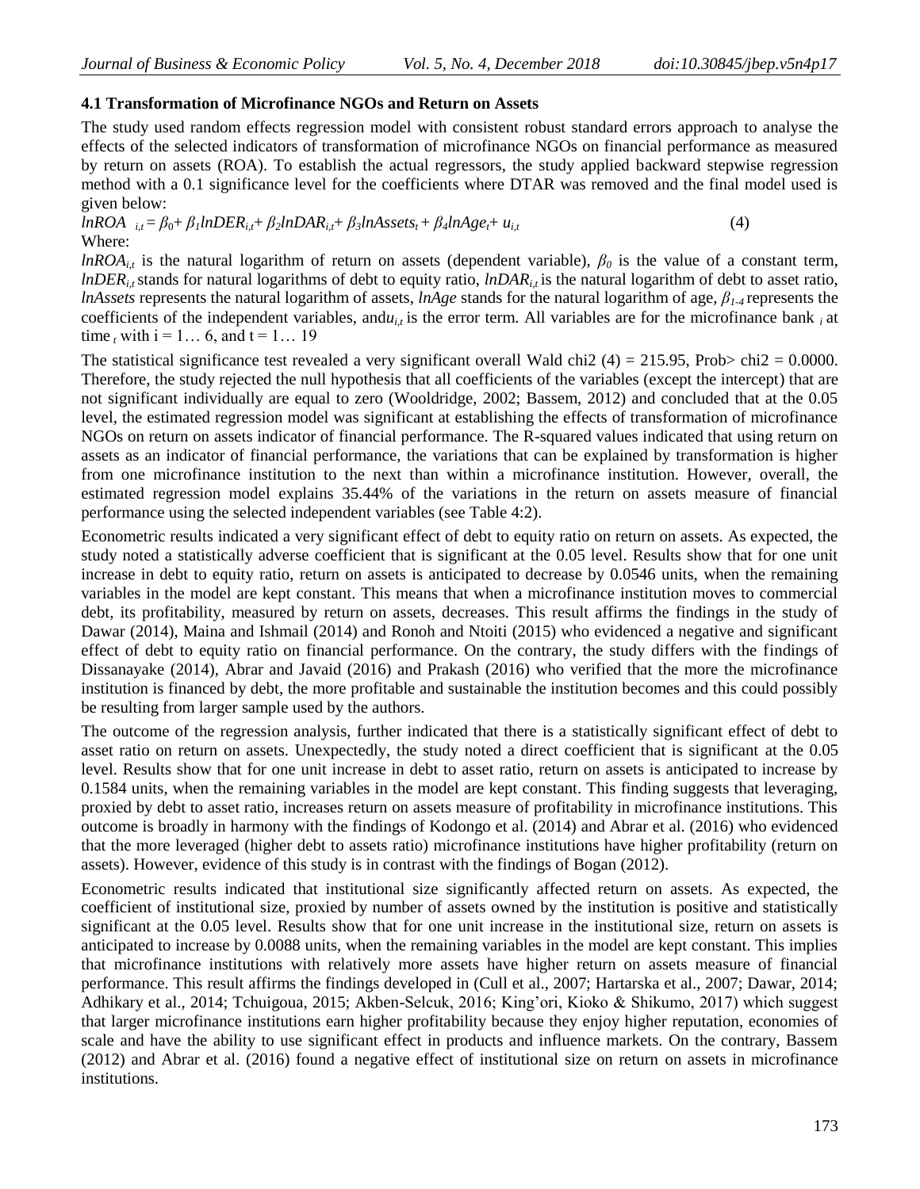### 4.1 Transformation of Microfinance NGOs and Return on Assets

The study used random effects regression model with consistent robust standard errors approach to analyse the effects of the selected indicators of transformation of microfinance NGOs on financial performance as measured by return on assets (ROA). To establish the actual regressors, the study applied backward stepwise regression method with a 0.1 significance level for the coefficients where DTAR was removed and the final model used is given below:

$$lnROA_{i,t} = \beta_0 + \beta_1 lnDER_{i,t} + \beta_2 lnDAR_{i,t} + \beta_3 lnAssets_t + \beta_4 lnAge_t + u_{i,t} \quad (4)$$

Where:

$lnROA_{i,t}$ is the natural logarithm of return on assets (dependent variable), $\beta_0$ is the value of a constant term, $lnDER_{i,t}$ stands for natural logarithms of debt to equity ratio, $lnDAR_{i,t}$ is the natural logarithm of debt to asset ratio, *lnAssets* represents the natural logarithm of assets, *lnAge* stands for the natural logarithm of age, $\beta_{1-4}$ represents the coefficients of the independent variables, and $u_{i,t}$ is the error term. All variables are for the microfinance bank $_i$ at time $_t$ with i = 1… 6, and t = 1… 19

The statistical significance test revealed a very significant overall Wald chi2 (4) = 215.95, Prob> chi2 = 0.0000. Therefore, the study rejected the null hypothesis that all coefficients of the variables (except the intercept) that are not significant individually are equal to zero (Wooldridge, 2002; Bassem, 2012) and concluded that at the 0.05 level, the estimated regression model was significant at establishing the effects of transformation of microfinance NGOs on return on assets indicator of financial performance. The R-squared values indicated that using return on assets as an indicator of financial performance, the variations that can be explained by transformation is higher from one microfinance institution to the next than within a microfinance institution. However, overall, the estimated regression model explains 35.44% of the variations in the return on assets measure of financial performance using the selected independent variables (see Table 4:2).

Econometric results indicated a very significant effect of debt to equity ratio on return on assets. As expected, the study noted a statistically adverse coefficient that is significant at the 0.05 level. Results show that for one unit increase in debt to equity ratio, return on assets is anticipated to decrease by 0.0546 units, when the remaining variables in the model are kept constant. This means that when a microfinance institution moves to commercial debt, its profitability, measured by return on assets, decreases. This result affirms the findings in the study of Dawar (2014), Maina and Ishmail (2014) and Ronoh and Ntoiti (2015) who evidenced a negative and significant effect of debt to equity ratio on financial performance. On the contrary, the study differs with the findings of Dissanayake (2014), Abrar and Javaid (2016) and Prakash (2016) who verified that the more the microfinance institution is financed by debt, the more profitable and sustainable the institution becomes and this could possibly be resulting from larger sample used by the authors.

The outcome of the regression analysis, further indicated that there is a statistically significant effect of debt to asset ratio on return on assets. Unexpectedly, the study noted a direct coefficient that is significant at the 0.05 level. Results show that for one unit increase in debt to asset ratio, return on assets is anticipated to increase by 0.1584 units, when the remaining variables in the model are kept constant. This finding suggests that leveraging, proxied by debt to asset ratio, increases return on assets measure of profitability in microfinance institutions. This outcome is broadly in harmony with the findings of Kodongo et al. (2014) and Abrar et al. (2016) who evidenced that the more leveraged (higher debt to assets ratio) microfinance institutions have higher profitability (return on assets). However, evidence of this study is in contrast with the findings of Bogan (2012).

Econometric results indicated that institutional size significantly affected return on assets. As expected, the coefficient of institutional size, proxied by number of assets owned by the institution is positive and statistically significant at the 0.05 level. Results show that for one unit increase in the institutional size, return on assets is anticipated to increase by 0.0088 units, when the remaining variables in the model are kept constant. This implies that microfinance institutions with relatively more assets have higher return on assets measure of financial performance. This result affirms the findings developed in (Cull et al., 2007; Hartarska et al., 2007; Dawar, 2014; Adhikary et al., 2014; Tchuigoua, 2015; Akben-Selcuk, 2016; King'ori, Kioko & Shikumo, 2017) which suggest that larger microfinance institutions earn higher profitability because they enjoy higher reputation, economies of scale and have the ability to use significant effect in products and influence markets. On the contrary, Bassem (2012) and Abrar et al. (2016) found a negative effect of institutional size on return on assets in microfinance institutions.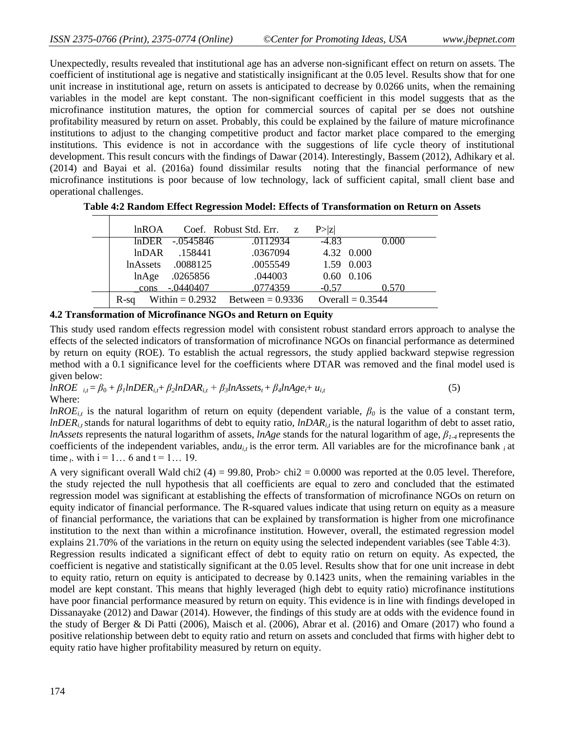Unexpectedly, results revealed that institutional age has an adverse non-significant effect on return on assets. The coefficient of institutional age is negative and statistically insignificant at the 0.05 level. Results show that for one unit increase in institutional age, return on assets is anticipated to decrease by 0.0266 units, when the remaining variables in the model are kept constant. The non-significant coefficient in this model suggests that as the microfinance institution matures, the option for commercial sources of capital per se does not outshine profitability measured by return on asset. Probably, this could be explained by the failure of mature microfinance institutions to adjust to the changing competitive product and factor market place compared to the emerging institutions. This evidence is not in accordance with the suggestions of life cycle theory of institutional development. This result concurs with the findings of Dawar (2014). Interestingly, Bassem (2012), Adhikary et al. (2014) and Bayai et al. (2016a) found dissimilar results noting that the financial performance of new microfinance institutions is poor because of low technology, lack of sufficient capital, small client base and operational challenges.

**Table 4:2 Random Effect Regression Model: Effects of Transformation on Return on Assets**

| lnROA | Coef. | Robust Std. Err. | z | P>\|z\| |
|---|---|---|---|---|
| lnDER | -.0545846 | .0112934 | -4.83 | 0.000 |
| lnDAR | .158441 | .0367094 | 4.32 | 0.000 |
| lnAssets | .0088125 | .0055549 | 1.59 | 0.003 |
| lnAge | .0265856 | .044003 | 0.60 | 0.106 |
| _cons | -.0440407 | .0774359 | -0.57 | 0.570 |
| R-sq | Within = 0.2932 | Between = 0.9336 | Overall = 0.3544 | |

## 4.2 Transformation of Microfinance NGOs and Return on Equity

This study used random effects regression model with consistent robust standard errors approach to analyse the effects of the selected indicators of transformation of microfinance NGOs on financial performance as determined by return on equity (ROE). To establish the actual regressors, the study applied backward stepwise regression method with a 0.1 significance level for the coefficients where DTAR was removed and the final model used is given below:

$$lnROE_{i,t} = \beta_0 + \beta_1 lnDER_{i,t} + \beta_2 lnDAR_{i,t} + \beta_3 lnAssets_t + \beta_4 lnAge_t + u_{i,t} \quad (5)$$

Where:

$lnROE_{i,t}$ is the natural logarithm of return on equity (dependent variable, $\beta_0$ is the value of a constant term, $lnDER_{i,t}$ stands for natural logarithms of debt to equity ratio, $lnDAR_{i,t}$ is the natural logarithm of debt to asset ratio, $lnAssets$ represents the natural logarithm of assets, $lnAge$ stands for the natural logarithm of age, $\beta_{1-4}$ represents the coefficients of the independent variables, and $u_{i,t}$ is the error term. All variables are for the microfinance bank $_i$ at time $_t$. with $i = 1\ldots 6$ and $t = 1\ldots 19$.

A very significant overall Wald chi2 (4) = 99.80, Prob> chi2 = 0.0000 was reported at the 0.05 level. Therefore, the study rejected the null hypothesis that all coefficients are equal to zero and concluded that the estimated regression model was significant at establishing the effects of transformation of microfinance NGOs on return on equity indicator of financial performance. The R-squared values indicate that using return on equity as a measure of financial performance, the variations that can be explained by transformation is higher from one microfinance institution to the next than within a microfinance institution. However, overall, the estimated regression model explains 21.70% of the variations in the return on equity using the selected independent variables (see Table 4:3).

Regression results indicated a significant effect of debt to equity ratio on return on equity. As expected, the coefficient is negative and statistically significant at the 0.05 level. Results show that for one unit increase in debt to equity ratio, return on equity is anticipated to decrease by 0.1423 units, when the remaining variables in the model are kept constant. This means that highly leveraged (high debt to equity ratio) microfinance institutions have poor financial performance measured by return on equity. This evidence is in line with findings developed in Dissanayake (2012) and Dawar (2014). However, the findings of this study are at odds with the evidence found in the study of Berger & Di Patti (2006), Maisch et al. (2006), Abrar et al. (2016) and Omare (2017) who found a positive relationship between debt to equity ratio and return on assets and concluded that firms with higher debt to equity ratio have higher profitability measured by return on equity.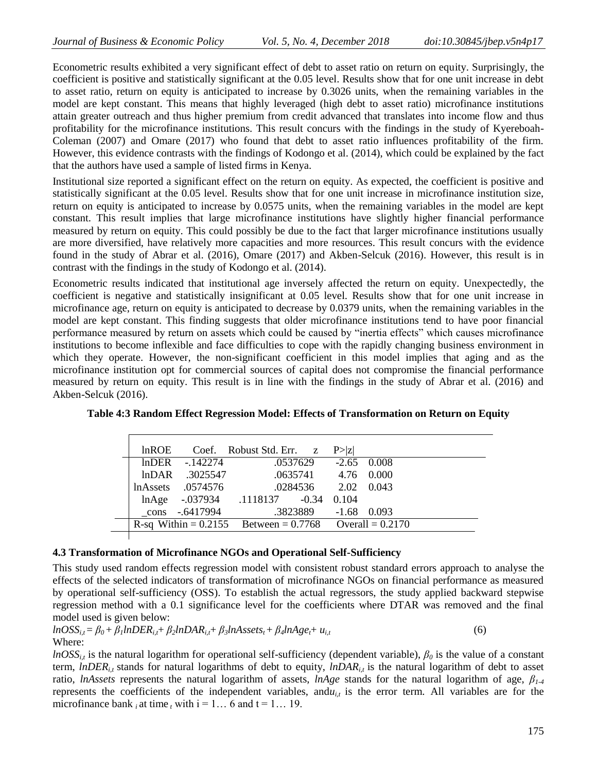Econometric results exhibited a very significant effect of debt to asset ratio on return on equity. Surprisingly, the coefficient is positive and statistically significant at the 0.05 level. Results show that for one unit increase in debt to asset ratio, return on equity is anticipated to increase by 0.3026 units, when the remaining variables in the model are kept constant. This means that highly leveraged (high debt to asset ratio) microfinance institutions attain greater outreach and thus higher premium from credit advanced that translates into income flow and thus profitability for the microfinance institutions. This result concurs with the findings in the study of Kyereboah-Coleman (2007) and Omare (2017) who found that debt to asset ratio influences profitability of the firm. However, this evidence contrasts with the findings of Kodongo et al. (2014), which could be explained by the fact that the authors have used a sample of listed firms in Kenya.

Institutional size reported a significant effect on the return on equity. As expected, the coefficient is positive and statistically significant at the 0.05 level. Results show that for one unit increase in microfinance institution size, return on equity is anticipated to increase by 0.0575 units, when the remaining variables in the model are kept constant. This result implies that large microfinance institutions have slightly higher financial performance measured by return on equity. This could possibly be due to the fact that larger microfinance institutions usually are more diversified, have relatively more capacities and more resources. This result concurs with the evidence found in the study of Abrar et al. (2016), Omare (2017) and Akben-Selcuk (2016). However, this result is in contrast with the findings in the study of Kodongo et al. (2014).

Econometric results indicated that institutional age inversely affected the return on equity. Unexpectedly, the coefficient is negative and statistically insignificant at 0.05 level. Results show that for one unit increase in microfinance age, return on equity is anticipated to decrease by 0.0379 units, when the remaining variables in the model are kept constant. This finding suggests that older microfinance institutions tend to have poor financial performance measured by return on assets which could be caused by "inertia effects" which causes microfinance institutions to become inflexible and face difficulties to cope with the rapidly changing business environment in which they operate. However, the non-significant coefficient in this model implies that aging and as the microfinance institution opt for commercial sources of capital does not compromise the financial performance measured by return on equity. This result is in line with the findings in the study of Abrar et al. (2016) and Akben-Selcuk (2016).

**Table 4:3 Random Effect Regression Model: Effects of Transformation on Return on Equity**

| lnROE | Coef. | Robust Std. Err. | z | P>\|z\| |
|---|---|---|---|---|
| lnDER | -.142274 | .0537629 | -2.65 | 0.008 |
| lnDAR | .3025547 | .0635741 | 4.76 | 0.000 |
| lnAssets | .0574576 | .0284536 | 2.02 | 0.043 |
| lnAge | -.037934 | .1118137 | -0.34 | 0.104 |
| _cons | -.6417994 | .3823889 | -1.68 | 0.093 |
| R-sq Within = 0.2155 | Between = 0.7768 | Overall = 0.2170 | | |

### 4.3 Transformation of Microfinance NGOs and Operational Self-Sufficiency

This study used random effects regression model with consistent robust standard errors approach to analyse the effects of the selected indicators of transformation of microfinance NGOs on financial performance as measured by operational self-sufficiency (OSS). To establish the actual regressors, the study applied backward stepwise regression method with a 0.1 significance level for the coefficients where DTAR was removed and the final model used is given below:

$$lnOSS_{i,t} = \beta_0 + \beta_1 lnDER_{i,t} + \beta_2 lnDAR_{i,t} + \beta_3 lnAssets_t + \beta_4 lnAge_t + u_{i,t} \quad (6)$$

Where:

$lnOSS_{i,t}$ is the natural logarithm for operational self-sufficiency (dependent variable), $\beta_0$ is the value of a constant term, $lnDER_{i,t}$ stands for natural logarithms of debt to equity, $lnDAR_{i,t}$ is the natural logarithm of debt to asset ratio, *lnAssets* represents the natural logarithm of assets, *lnAge* stands for the natural logarithm of age, $\beta_{1-4}$ represents the coefficients of the independent variables, and$u_{i,t}$ is the error term. All variables are for the microfinance bank $_i$ at time $_t$ with i = 1… 6 and t = 1… 19.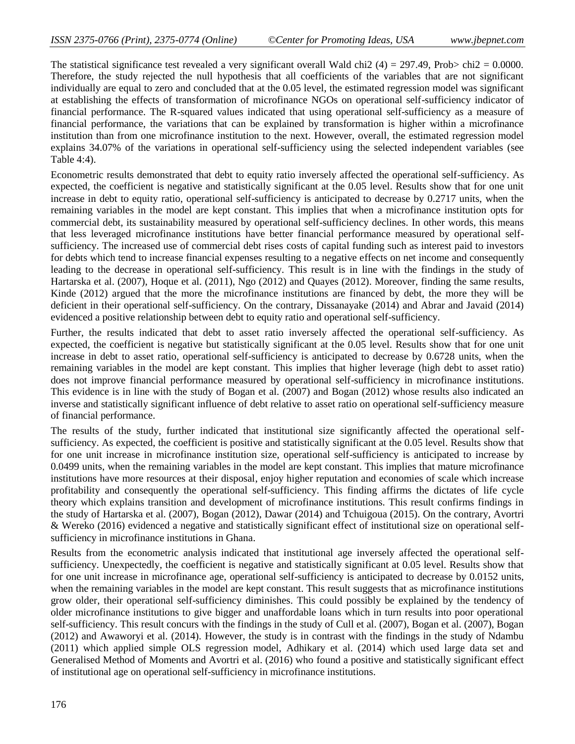The statistical significance test revealed a very significant overall Wald chi2 (4) = 297.49, Prob> chi2 = 0.0000. Therefore, the study rejected the null hypothesis that all coefficients of the variables that are not significant individually are equal to zero and concluded that at the 0.05 level, the estimated regression model was significant at establishing the effects of transformation of microfinance NGOs on operational self-sufficiency indicator of financial performance. The R-squared values indicated that using operational self-sufficiency as a measure of financial performance, the variations that can be explained by transformation is higher within a microfinance institution than from one microfinance institution to the next. However, overall, the estimated regression model explains 34.07% of the variations in operational self-sufficiency using the selected independent variables (see Table 4:4).

Econometric results demonstrated that debt to equity ratio inversely affected the operational self-sufficiency. As expected, the coefficient is negative and statistically significant at the 0.05 level. Results show that for one unit increase in debt to equity ratio, operational self-sufficiency is anticipated to decrease by 0.2717 units, when the remaining variables in the model are kept constant. This implies that when a microfinance institution opts for commercial debt, its sustainability measured by operational self-sufficiency declines. In other words, this means that less leveraged microfinance institutions have better financial performance measured by operational self-sufficiency. The increased use of commercial debt rises costs of capital funding such as interest paid to investors for debts which tend to increase financial expenses resulting to a negative effects on net income and consequently leading to the decrease in operational self-sufficiency. This result is in line with the findings in the study of Hartarska et al. (2007), Hoque et al. (2011), Ngo (2012) and Quayes (2012). Moreover, finding the same results, Kinde (2012) argued that the more the microfinance institutions are financed by debt, the more they will be deficient in their operational self-sufficiency. On the contrary, Dissanayake (2014) and Abrar and Javaid (2014) evidenced a positive relationship between debt to equity ratio and operational self-sufficiency.

Further, the results indicated that debt to asset ratio inversely affected the operational self-sufficiency. As expected, the coefficient is negative but statistically significant at the 0.05 level. Results show that for one unit increase in debt to asset ratio, operational self-sufficiency is anticipated to decrease by 0.6728 units, when the remaining variables in the model are kept constant. This implies that higher leverage (high debt to asset ratio) does not improve financial performance measured by operational self-sufficiency in microfinance institutions. This evidence is in line with the study of Bogan et al. (2007) and Bogan (2012) whose results also indicated an inverse and statistically significant influence of debt relative to asset ratio on operational self-sufficiency measure of financial performance.

The results of the study, further indicated that institutional size significantly affected the operational self-sufficiency. As expected, the coefficient is positive and statistically significant at the 0.05 level. Results show that for one unit increase in microfinance institution size, operational self-sufficiency is anticipated to increase by 0.0499 units, when the remaining variables in the model are kept constant. This implies that mature microfinance institutions have more resources at their disposal, enjoy higher reputation and economies of scale which increase profitability and consequently the operational self-sufficiency. This finding affirms the dictates of life cycle theory which explains transition and development of microfinance institutions. This result confirms findings in the study of Hartarska et al. (2007), Bogan (2012), Dawar (2014) and Tchuigoua (2015). On the contrary, Avortri & Wereko (2016) evidenced a negative and statistically significant effect of institutional size on operational self-sufficiency in microfinance institutions in Ghana.

Results from the econometric analysis indicated that institutional age inversely affected the operational self-sufficiency. Unexpectedly, the coefficient is negative and statistically significant at 0.05 level. Results show that for one unit increase in microfinance age, operational self-sufficiency is anticipated to decrease by 0.0152 units, when the remaining variables in the model are kept constant. This result suggests that as microfinance institutions grow older, their operational self-sufficiency diminishes. This could possibly be explained by the tendency of older microfinance institutions to give bigger and unaffordable loans which in turn results into poor operational self-sufficiency. This result concurs with the findings in the study of Cull et al. (2007), Bogan et al. (2007), Bogan (2012) and Awaworyi et al. (2014). However, the study is in contrast with the findings in the study of Ndambu (2011) which applied simple OLS regression model, Adhikary et al. (2014) which used large data set and Generalised Method of Moments and Avortri et al. (2016) who found a positive and statistically significant effect of institutional age on operational self-sufficiency in microfinance institutions.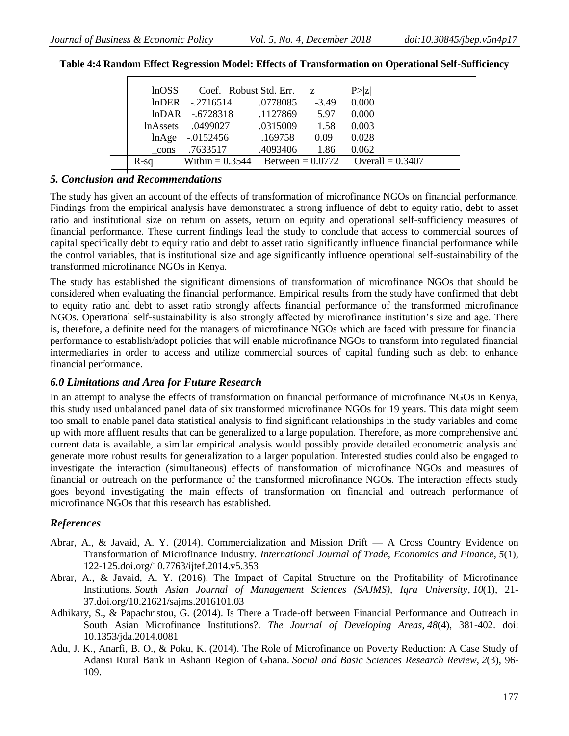**Table 4:4 Random Effect Regression Model: Effects of Transformation on Operational Self-Sufficiency**

| lnOSS | Coef. | Robust Std. Err. | z | P>\|z\| |
|---|---|---|---|---|
| lnDER | -.2716514 | .0778085 | -3.49 | 0.000 |
| lnDAR | -.6728318 | .1127869 | 5.97 | 0.000 |
| lnAssets | .0499027 | .0315009 | 1.58 | 0.003 |
| lnAge | -.0152456 | .169758 | 0.09 | 0.028 |
| _cons | .7633517 | .4093406 | 1.86 | 0.062 |
| R-sq | Within = 0.3544 | Between = 0.0772 | Overall = 0.3407 | |

## *5. Conclusion and Recommendations*

The study has given an account of the effects of transformation of microfinance NGOs on financial performance. Findings from the empirical analysis have demonstrated a strong influence of debt to equity ratio, debt to asset ratio and institutional size on return on assets, return on equity and operational self-sufficiency measures of financial performance. These current findings lead the study to conclude that access to commercial sources of capital specifically debt to equity ratio and debt to asset ratio significantly influence financial performance while the control variables, that is institutional size and age significantly influence operational self-sustainability of the transformed microfinance NGOs in Kenya.

The study has established the significant dimensions of transformation of microfinance NGOs that should be considered when evaluating the financial performance. Empirical results from the study have confirmed that debt to equity ratio and debt to asset ratio strongly affects financial performance of the transformed microfinance NGOs. Operational self-sustainability is also strongly affected by microfinance institution's size and age. There is, therefore, a definite need for the managers of microfinance NGOs which are faced with pressure for financial performance to establish/adopt policies that will enable microfinance NGOs to transform into regulated financial intermediaries in order to access and utilize commercial sources of capital funding such as debt to enhance financial performance.

## *6.0 Limitations and Area for Future Research*

In an attempt to analyse the effects of transformation on financial performance of microfinance NGOs in Kenya, this study used unbalanced panel data of six transformed microfinance NGOs for 19 years. This data might seem too small to enable panel data statistical analysis to find significant relationships in the study variables and come up with more affluent results that can be generalized to a large population. Therefore, as more comprehensive and current data is available, a similar empirical analysis would possibly provide detailed econometric analysis and generate more robust results for generalization to a larger population. Interested studies could also be engaged to investigate the interaction (simultaneous) effects of transformation of microfinance NGOs and measures of financial or outreach on the performance of the transformed microfinance NGOs. The interaction effects study goes beyond investigating the main effects of transformation on financial and outreach performance of microfinance NGOs that this research has established.

## *References*

Abrar, A., & Javaid, A. Y. (2014). Commercialization and Mission Drift — A Cross Country Evidence on Transformation of Microfinance Industry. *International Journal of Trade, Economics and Finance*, *5*(1), 122-125.doi.org/10.7763/ijtef.2014.v5.353

Abrar, A., & Javaid, A. Y. (2016). The Impact of Capital Structure on the Profitability of Microfinance Institutions. *South Asian Journal of Management Sciences (SAJMS), Iqra University*, *10*(1), 21-37.doi.org/10.21621/sajms.2016101.03

Adhikary, S., & Papachristou, G. (2014). Is There a Trade-off between Financial Performance and Outreach in South Asian Microfinance Institutions?. *The Journal of Developing Areas*, *48*(4), 381-402. doi: 10.1353/jda.2014.0081

Adu, J. K., Anarfi, B. O., & Poku, K. (2014). The Role of Microfinance on Poverty Reduction: A Case Study of Adansi Rural Bank in Ashanti Region of Ghana. *Social and Basic Sciences Research Review*, *2*(3), 96-109.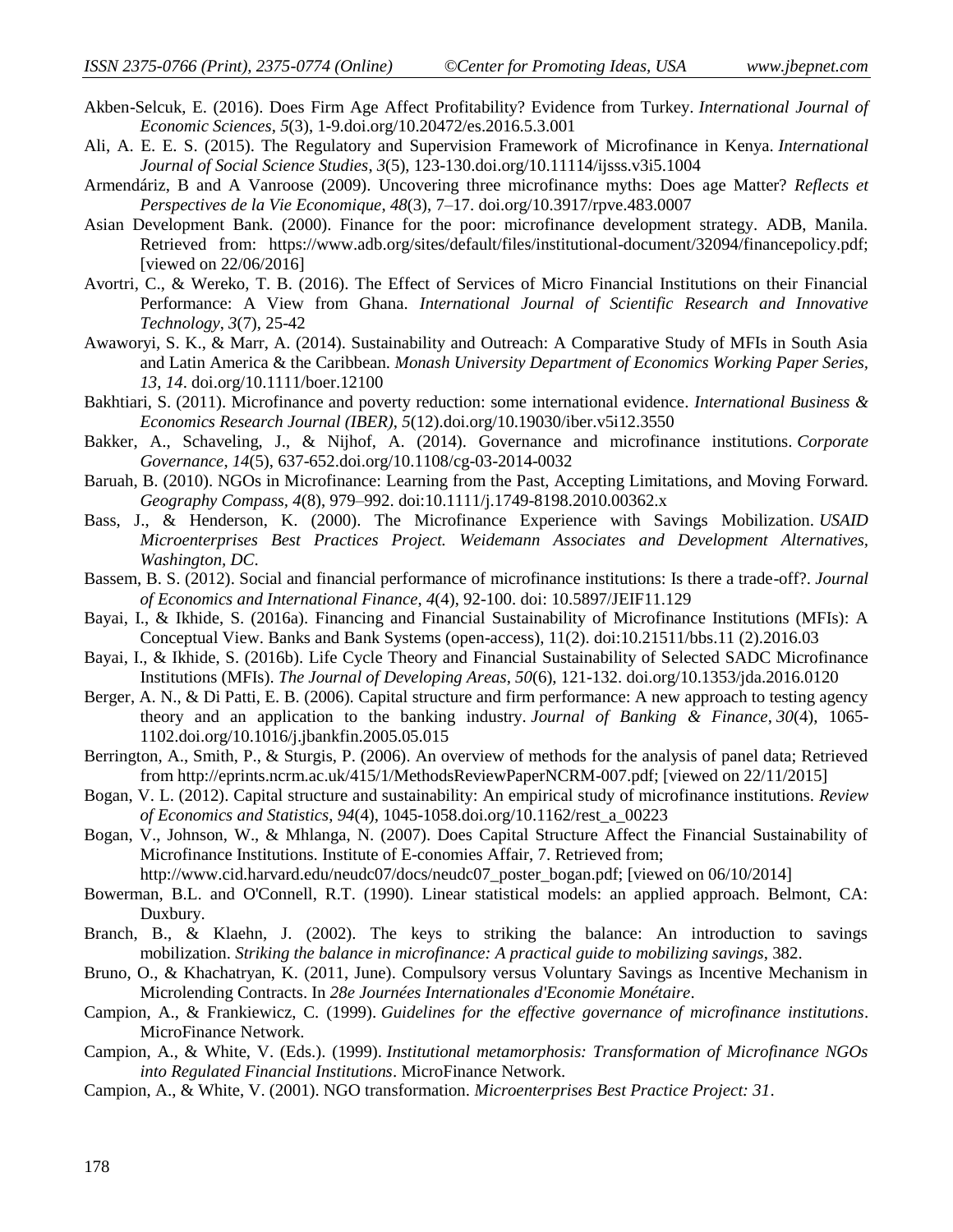Akben-Selcuk, E. (2016). Does Firm Age Affect Profitability? Evidence from Turkey. *International Journal of Economic Sciences*, *5*(3), 1-9.doi.org/10.20472/es.2016.5.3.001

Ali, A. E. E. S. (2015). The Regulatory and Supervision Framework of Microfinance in Kenya. *International Journal of Social Science Studies*, *3*(5), 123-130.doi.org/10.11114/ijsss.v3i5.1004

Armendáriz, B and A Vanroose (2009). Uncovering three microfinance myths: Does age Matter? *Reflects et Perspectives de la Vie Economique*, *48*(3), 7–17. doi.org/10.3917/rpve.483.0007

Asian Development Bank. (2000). Finance for the poor: microfinance development strategy. ADB, Manila. Retrieved from: https://www.adb.org/sites/default/files/institutional-document/32094/financepolicy.pdf; [viewed on 22/06/2016]

Avortri, C., & Wereko, T. B. (2016). The Effect of Services of Micro Financial Institutions on their Financial Performance: A View from Ghana. *International Journal of Scientific Research and Innovative Technology*, *3*(7), 25-42

Awaworyi, S. K., & Marr, A. (2014). Sustainability and Outreach: A Comparative Study of MFIs in South Asia and Latin America & the Caribbean. *Monash University Department of Economics Working Paper Series*, *13*, *14*. doi.org/10.1111/boer.12100

Bakhtiari, S. (2011). Microfinance and poverty reduction: some international evidence. *International Business & Economics Research Journal (IBER)*, *5*(12).doi.org/10.19030/iber.v5i12.3550

Bakker, A., Schaveling, J., & Nijhof, A. (2014). Governance and microfinance institutions. *Corporate Governance*, *14*(5), 637-652.doi.org/10.1108/cg-03-2014-0032

Baruah, B. (2010). NGOs in Microfinance: Learning from the Past, Accepting Limitations, and Moving Forward. *Geography Compass*, *4*(8), 979–992. doi:10.1111/j.1749-8198.2010.00362.x

Bass, J., & Henderson, K. (2000). The Microfinance Experience with Savings Mobilization. *USAID Microenterprises Best Practices Project. Weidemann Associates and Development Alternatives, Washington, DC*.

Bassem, B. S. (2012). Social and financial performance of microfinance institutions: Is there a trade-off?. *Journal of Economics and International Finance*, *4*(4), 92-100. doi: 10.5897/JEIF11.129

Bayai, I., & Ikhide, S. (2016a). Financing and Financial Sustainability of Microfinance Institutions (MFIs): A Conceptual View. Banks and Bank Systems (open-access), 11(2). doi:10.21511/bbs.11 (2).2016.03

Bayai, I., & Ikhide, S. (2016b). Life Cycle Theory and Financial Sustainability of Selected SADC Microfinance Institutions (MFIs). *The Journal of Developing Areas*, *50*(6), 121-132. doi.org/10.1353/jda.2016.0120

Berger, A. N., & Di Patti, E. B. (2006). Capital structure and firm performance: A new approach to testing agency theory and an application to the banking industry. *Journal of Banking & Finance*, *30*(4), 1065-1102.doi.org/10.1016/j.jbankfin.2005.05.015

Berrington, A., Smith, P., & Sturgis, P. (2006). An overview of methods for the analysis of panel data; Retrieved from http://eprints.ncrm.ac.uk/415/1/MethodsReviewPaperNCRM-007.pdf; [viewed on 22/11/2015]

Bogan, V. L. (2012). Capital structure and sustainability: An empirical study of microfinance institutions. *Review of Economics and Statistics*, *94*(4), 1045-1058.doi.org/10.1162/rest_a_00223

Bogan, V., Johnson, W., & Mhlanga, N. (2007). Does Capital Structure Affect the Financial Sustainability of Microfinance Institutions. Institute of E-conomies Affair, 7. Retrieved from; http://www.cid.harvard.edu/neudc07/docs/neudc07_poster_bogan.pdf; [viewed on 06/10/2014]

Bowerman, B.L. and O'Connell, R.T. (1990). Linear statistical models: an applied approach. Belmont, CA: Duxbury.

Branch, B., & Klaehn, J. (2002). The keys to striking the balance: An introduction to savings mobilization. *Striking the balance in microfinance: A practical guide to mobilizing savings*, 382.

Bruno, O., & Khachatryan, K. (2011, June). Compulsory versus Voluntary Savings as Incentive Mechanism in Microlending Contracts. In *28e Journées Internationales d'Economie Monétaire*.

Campion, A., & Frankiewicz, C. (1999). *Guidelines for the effective governance of microfinance institutions*. MicroFinance Network.

Campion, A., & White, V. (Eds.). (1999). *Institutional metamorphosis: Transformation of Microfinance NGOs into Regulated Financial Institutions*. MicroFinance Network.

Campion, A., & White, V. (2001). NGO transformation. *Microenterprises Best Practice Project: 31*.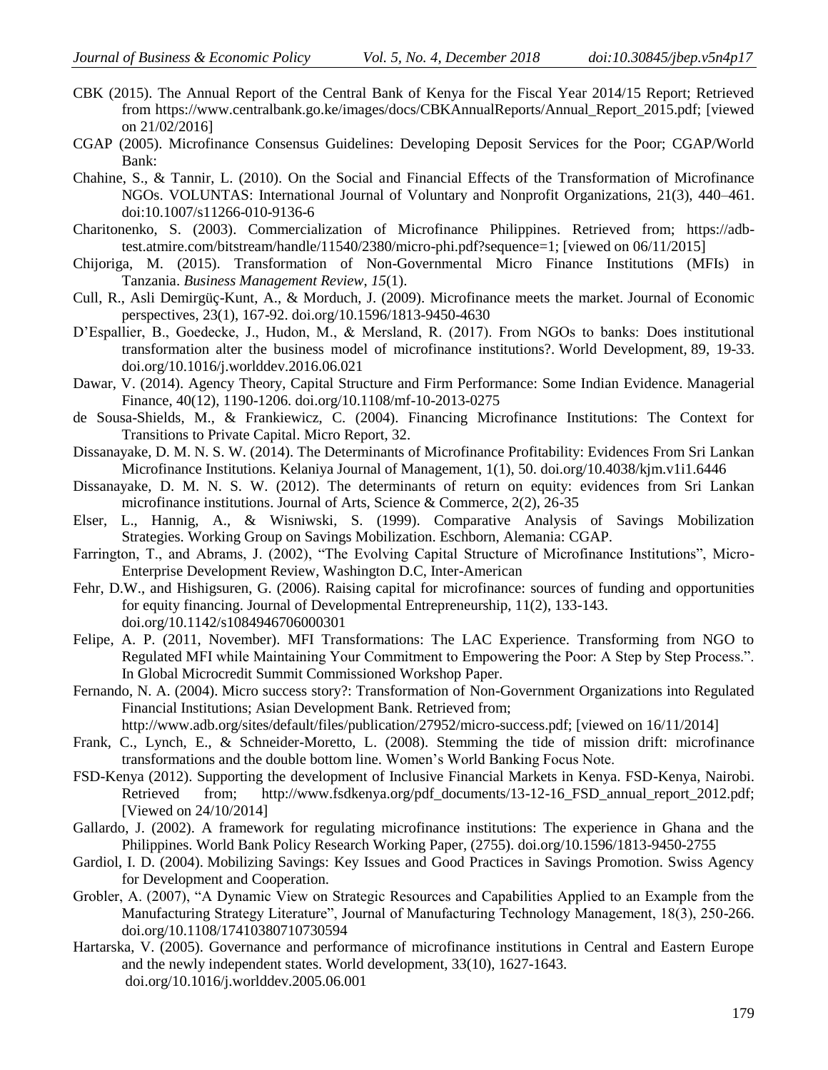CBK (2015). The Annual Report of the Central Bank of Kenya for the Fiscal Year 2014/15 Report; Retrieved from https://www.centralbank.go.ke/images/docs/CBKAnnualReports/Annual_Report_2015.pdf; [viewed on 21/02/2016]

CGAP (2005). Microfinance Consensus Guidelines: Developing Deposit Services for the Poor; CGAP/World Bank:

Chahine, S., & Tannir, L. (2010). On the Social and Financial Effects of the Transformation of Microfinance NGOs. VOLUNTAS: International Journal of Voluntary and Nonprofit Organizations, 21(3), 440–461. doi:10.1007/s11266-010-9136-6

Charitonenko, S. (2003). Commercialization of Microfinance Philippines. Retrieved from; https://adb-test.atmire.com/bitstream/handle/11540/2380/micro-phi.pdf?sequence=1; [viewed on 06/11/2015]

Chijoriga, M. (2015). Transformation of Non-Governmental Micro Finance Institutions (MFIs) in Tanzania. *Business Management Review*, *15*(1).

Cull, R., Asli Demirgüç-Kunt, A., & Morduch, J. (2009). Microfinance meets the market. Journal of Economic perspectives, 23(1), 167-92. doi.org/10.1596/1813-9450-4630

D'Espallier, B., Goedecke, J., Hudon, M., & Mersland, R. (2017). From NGOs to banks: Does institutional transformation alter the business model of microfinance institutions?. World Development, 89, 19-33. doi.org/10.1016/j.worlddev.2016.06.021

Dawar, V. (2014). Agency Theory, Capital Structure and Firm Performance: Some Indian Evidence. Managerial Finance, 40(12), 1190-1206. doi.org/10.1108/mf-10-2013-0275

de Sousa-Shields, M., & Frankiewicz, C. (2004). Financing Microfinance Institutions: The Context for Transitions to Private Capital. Micro Report, 32.

Dissanayake, D. M. N. S. W. (2014). The Determinants of Microfinance Profitability: Evidences From Sri Lankan Microfinance Institutions. Kelaniya Journal of Management, 1(1), 50. doi.org/10.4038/kjm.v1i1.6446

Dissanayake, D. M. N. S. W. (2012). The determinants of return on equity: evidences from Sri Lankan microfinance institutions. Journal of Arts, Science & Commerce, 2(2), 26-35

Elser, L., Hannig, A., & Wisniwski, S. (1999). Comparative Analysis of Savings Mobilization Strategies. Working Group on Savings Mobilization. Eschborn, Alemania: CGAP.

Farrington, T., and Abrams, J. (2002), "The Evolving Capital Structure of Microfinance Institutions", Micro-Enterprise Development Review, Washington D.C, Inter-American

Fehr, D.W., and Hishigsuren, G. (2006). Raising capital for microfinance: sources of funding and opportunities for equity financing. Journal of Developmental Entrepreneurship, 11(2), 133-143. doi.org/10.1142/s1084946706000301

Felipe, A. P. (2011, November). MFI Transformations: The LAC Experience. Transforming from NGO to Regulated MFI while Maintaining Your Commitment to Empowering the Poor: A Step by Step Process.". In Global Microcredit Summit Commissioned Workshop Paper.

Fernando, N. A. (2004). Micro success story?: Transformation of Non-Government Organizations into Regulated Financial Institutions; Asian Development Bank. Retrieved from; http://www.adb.org/sites/default/files/publication/27952/micro-success.pdf; [viewed on 16/11/2014]

Frank, C., Lynch, E., & Schneider-Moretto, L. (2008). Stemming the tide of mission drift: microfinance transformations and the double bottom line. Women's World Banking Focus Note.

FSD-Kenya (2012). Supporting the development of Inclusive Financial Markets in Kenya. FSD-Kenya, Nairobi. Retrieved from; http://www.fsdkenya.org/pdf_documents/13-12-16_FSD_annual_report_2012.pdf; [Viewed on 24/10/2014]

Gallardo, J. (2002). A framework for regulating microfinance institutions: The experience in Ghana and the Philippines. World Bank Policy Research Working Paper, (2755). doi.org/10.1596/1813-9450-2755

Gardiol, I. D. (2004). Mobilizing Savings: Key Issues and Good Practices in Savings Promotion. Swiss Agency for Development and Cooperation.

Grobler, A. (2007), "A Dynamic View on Strategic Resources and Capabilities Applied to an Example from the Manufacturing Strategy Literature", Journal of Manufacturing Technology Management, 18(3), 250-266. doi.org/10.1108/17410380710730594

Hartarska, V. (2005). Governance and performance of microfinance institutions in Central and Eastern Europe and the newly independent states. World development, 33(10), 1627-1643. doi.org/10.1016/j.worlddev.2005.06.001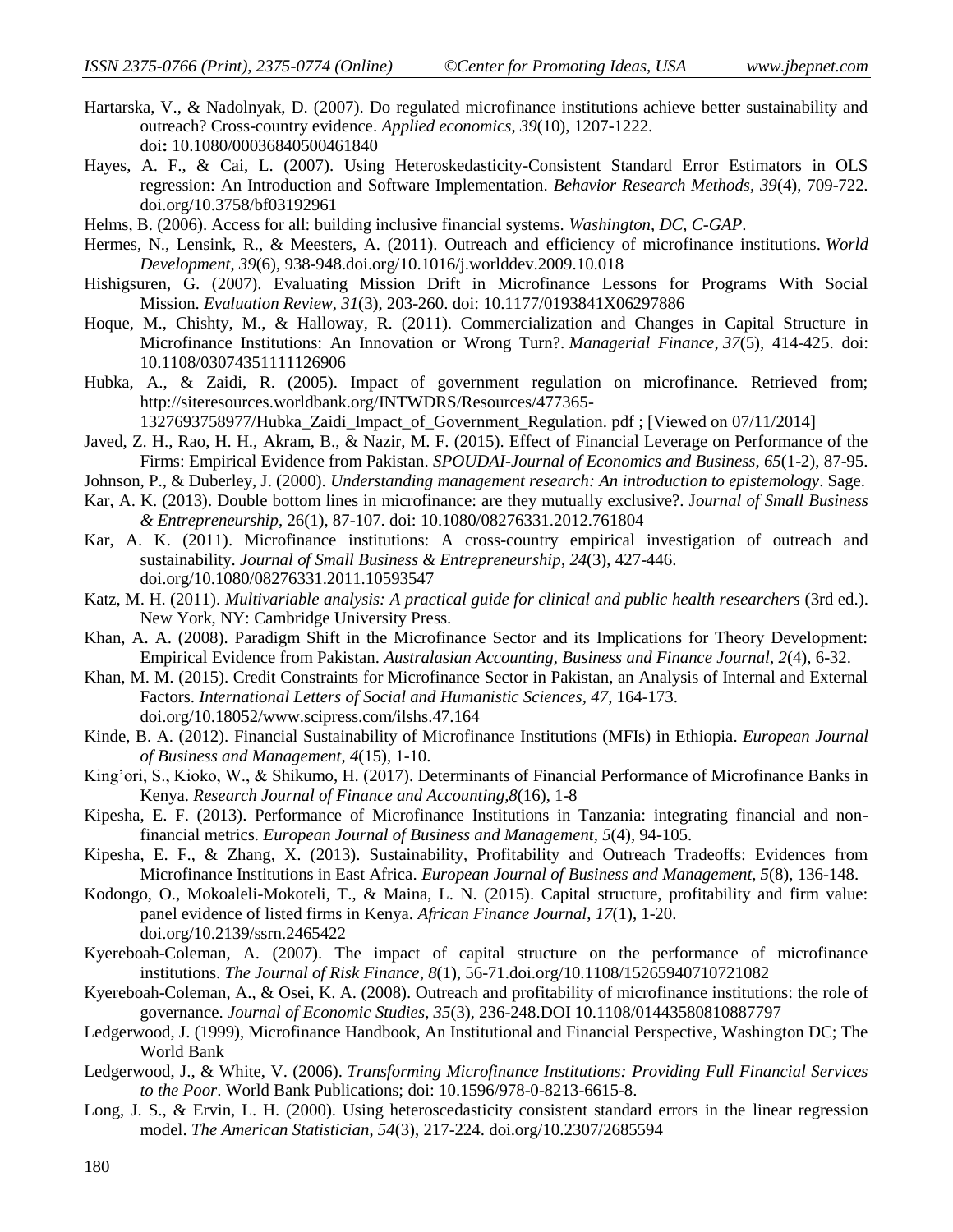Hartarska, V., & Nadolnyak, D. (2007). Do regulated microfinance institutions achieve better sustainability and outreach? Cross-country evidence. *Applied economics*, *39*(10), 1207-1222. doi**:** 10.1080/00036840500461840

Hayes, A. F., & Cai, L. (2007). Using Heteroskedasticity-Consistent Standard Error Estimators in OLS regression: An Introduction and Software Implementation. *Behavior Research Methods, 39*(4), 709-722. doi.org/10.3758/bf03192961

Helms, B. (2006). Access for all: building inclusive financial systems. *Washington, DC, C-GAP*.

Hermes, N., Lensink, R., & Meesters, A. (2011). Outreach and efficiency of microfinance institutions. *World Development*, *39*(6), 938-948.doi.org/10.1016/j.worlddev.2009.10.018

Hishigsuren, G. (2007). Evaluating Mission Drift in Microfinance Lessons for Programs With Social Mission. *Evaluation Review*, *31*(3), 203-260. doi: 10.1177/0193841X06297886

Hoque, M., Chishty, M., & Halloway, R. (2011). Commercialization and Changes in Capital Structure in Microfinance Institutions: An Innovation or Wrong Turn?. *Managerial Finance*, *37*(5), 414-425. doi: 10.1108/03074351111126906

Hubka, A., & Zaidi, R. (2005). Impact of government regulation on microfinance. Retrieved from; http://siteresources.worldbank.org/INTWDRS/Resources/477365-1327693758977/Hubka_Zaidi_Impact_of_Government_Regulation. pdf ; [Viewed on 07/11/2014]

Javed, Z. H., Rao, H. H., Akram, B., & Nazir, M. F. (2015). Effect of Financial Leverage on Performance of the Firms: Empirical Evidence from Pakistan. *SPOUDAI-Journal of Economics and Business*, *65*(1-2), 87-95.

Johnson, P., & Duberley, J. (2000). *Understanding management research: An introduction to epistemology*. Sage.

Kar, A. K. (2013). Double bottom lines in microfinance: are they mutually exclusive?. J*ournal of Small Business & Entrepreneurship*, 26(1), 87-107. doi: 10.1080/08276331.2012.761804

Kar, A. K. (2011). Microfinance institutions: A cross-country empirical investigation of outreach and sustainability. *Journal of Small Business & Entrepreneurship*, *24*(3), 427-446. doi.org/10.1080/08276331.2011.10593547

Katz, M. H. (2011). *Multivariable analysis: A practical guide for clinical and public health researchers* (3rd ed.). New York, NY: Cambridge University Press.

Khan, A. A. (2008). Paradigm Shift in the Microfinance Sector and its Implications for Theory Development: Empirical Evidence from Pakistan. *Australasian Accounting, Business and Finance Journal*, *2*(4), 6-32.

Khan, M. M. (2015). Credit Constraints for Microfinance Sector in Pakistan, an Analysis of Internal and External Factors. *International Letters of Social and Humanistic Sciences*, *47*, 164-173. doi.org/10.18052/www.scipress.com/ilshs.47.164

Kinde, B. A. (2012). Financial Sustainability of Microfinance Institutions (MFIs) in Ethiopia. *European Journal of Business and Management*, *4*(15), 1-10.

King'ori, S., Kioko, W., & Shikumo, H. (2017). Determinants of Financial Performance of Microfinance Banks in Kenya. *Research Journal of Finance and Accounting,8*(16), 1-8

Kipesha, E. F. (2013). Performance of Microfinance Institutions in Tanzania: integrating financial and non-financial metrics. *European Journal of Business and Management*, *5*(4), 94-105.

Kipesha, E. F., & Zhang, X. (2013). Sustainability, Profitability and Outreach Tradeoffs: Evidences from Microfinance Institutions in East Africa. *European Journal of Business and Management*, *5*(8), 136-148.

Kodongo, O., Mokoaleli-Mokoteli, T., & Maina, L. N. (2015). Capital structure, profitability and firm value: panel evidence of listed firms in Kenya. *African Finance Journal*, *17*(1), 1-20. doi.org/10.2139/ssrn.2465422

Kyereboah-Coleman, A. (2007). The impact of capital structure on the performance of microfinance institutions. *The Journal of Risk Finance*, *8*(1), 56-71.doi.org/10.1108/15265940710721082

Kyereboah-Coleman, A., & Osei, K. A. (2008). Outreach and profitability of microfinance institutions: the role of governance. *Journal of Economic Studies*, *35*(3), 236-248.DOI 10.1108/01443580810887797

Ledgerwood, J. (1999), Microfinance Handbook, An Institutional and Financial Perspective, Washington DC; The World Bank

Ledgerwood, J., & White, V. (2006). *Transforming Microfinance Institutions: Providing Full Financial Services to the Poor*. World Bank Publications; doi: 10.1596/978-0-8213-6615-8.

Long, J. S., & Ervin, L. H. (2000). Using heteroscedasticity consistent standard errors in the linear regression model. *The American Statistician*, *54*(3), 217-224. doi.org/10.2307/2685594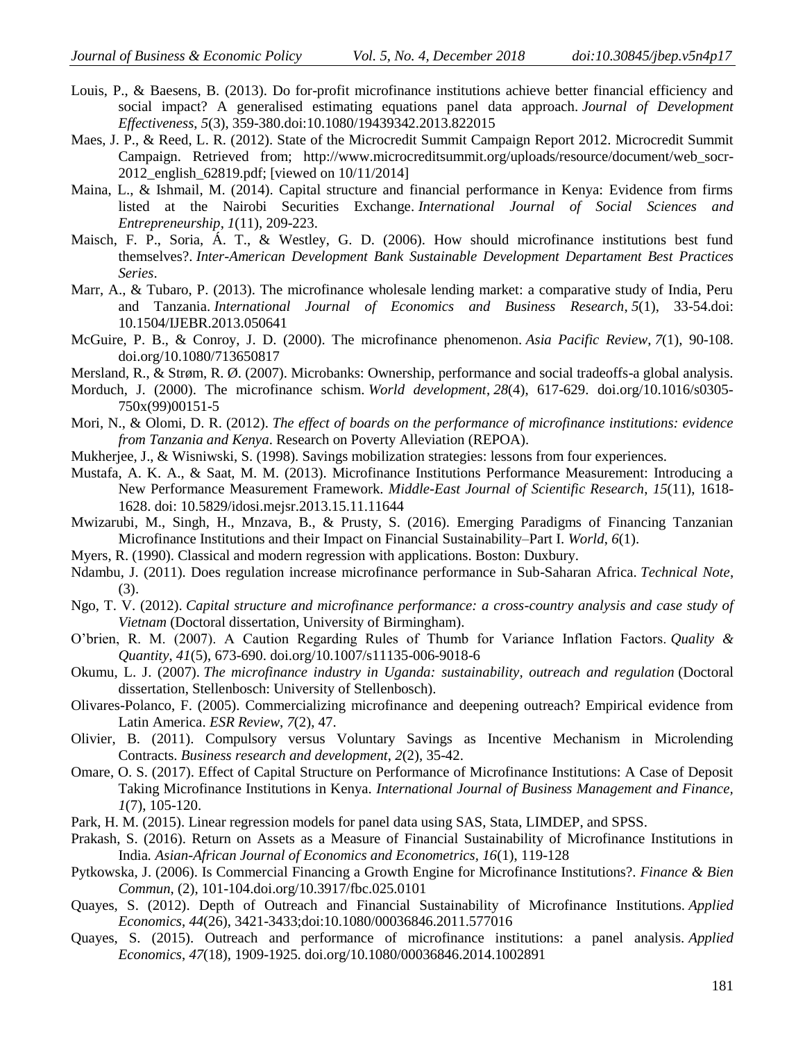Louis, P., & Baesens, B. (2013). Do for-profit microfinance institutions achieve better financial efficiency and social impact? A generalised estimating equations panel data approach. *Journal of Development Effectiveness*, *5*(3), 359-380.doi:10.1080/19439342.2013.822015

Maes, J. P., & Reed, L. R. (2012). State of the Microcredit Summit Campaign Report 2012. Microcredit Summit Campaign. Retrieved from; http://www.microcreditsummit.org/uploads/resource/document/web_socr-2012_english_62819.pdf; [viewed on 10/11/2014]

Maina, L., & Ishmail, M. (2014). Capital structure and financial performance in Kenya: Evidence from firms listed at the Nairobi Securities Exchange. *International Journal of Social Sciences and Entrepreneurship*, *1*(11), 209-223.

Maisch, F. P., Soria, Á. T., & Westley, G. D. (2006). How should microfinance institutions best fund themselves?. *Inter-American Development Bank Sustainable Development Departament Best Practices Series*.

Marr, A., & Tubaro, P. (2013). The microfinance wholesale lending market: a comparative study of India, Peru and Tanzania. *International Journal of Economics and Business Research*, *5*(1), 33-54.doi: 10.1504/IJEBR.2013.050641

McGuire, P. B., & Conroy, J. D. (2000). The microfinance phenomenon. *Asia Pacific Review*, *7*(1), 90-108. doi.org/10.1080/713650817

Mersland, R., & Strøm, R. Ø. (2007). Microbanks: Ownership, performance and social tradeoffs-a global analysis.

Morduch, J. (2000). The microfinance schism. *World development*, *28*(4), 617-629. doi.org/10.1016/s0305-750x(99)00151-5

Mori, N., & Olomi, D. R. (2012). *The effect of boards on the performance of microfinance institutions: evidence from Tanzania and Kenya*. Research on Poverty Alleviation (REPOA).

Mukherjee, J., & Wisniwski, S. (1998). Savings mobilization strategies: lessons from four experiences.

Mustafa, A. K. A., & Saat, M. M. (2013). Microfinance Institutions Performance Measurement: Introducing a New Performance Measurement Framework. *Middle-East Journal of Scientific Research*, *15*(11), 1618-1628. doi: 10.5829/idosi.mejsr.2013.15.11.11644

Mwizarubi, M., Singh, H., Mnzava, B., & Prusty, S. (2016). Emerging Paradigms of Financing Tanzanian Microfinance Institutions and their Impact on Financial Sustainability–Part I. *World*, *6*(1).

Myers, R. (1990). Classical and modern regression with applications. Boston: Duxbury.

Ndambu, J. (2011). Does regulation increase microfinance performance in Sub-Saharan Africa. *Technical Note*, (3).

Ngo, T. V. (2012). *Capital structure and microfinance performance: a cross-country analysis and case study of Vietnam* (Doctoral dissertation, University of Birmingham).

O'brien, R. M. (2007). A Caution Regarding Rules of Thumb for Variance Inflation Factors. *Quality & Quantity*, *41*(5), 673-690. doi.org/10.1007/s11135-006-9018-6

Okumu, L. J. (2007). *The microfinance industry in Uganda: sustainability, outreach and regulation* (Doctoral dissertation, Stellenbosch: University of Stellenbosch).

Olivares-Polanco, F. (2005). Commercializing microfinance and deepening outreach? Empirical evidence from Latin America. *ESR Review*, *7*(2), 47.

Olivier, B. (2011). Compulsory versus Voluntary Savings as Incentive Mechanism in Microlending Contracts. *Business research and development*, *2*(2), 35-42.

Omare, O. S. (2017). Effect of Capital Structure on Performance of Microfinance Institutions: A Case of Deposit Taking Microfinance Institutions in Kenya. *International Journal of Business Management and Finance*, *1*(7), 105-120.

Park, H. M. (2015). Linear regression models for panel data using SAS, Stata, LIMDEP, and SPSS.

Prakash, S. (2016). Return on Assets as a Measure of Financial Sustainability of Microfinance Institutions in India. *Asian-African Journal of Economics and Econometrics*, *16*(1), 119-128

Pytkowska, J. (2006). Is Commercial Financing a Growth Engine for Microfinance Institutions?. *Finance & Bien Commun*, (2), 101-104.doi.org/10.3917/fbc.025.0101

Quayes, S. (2012). Depth of Outreach and Financial Sustainability of Microfinance Institutions. *Applied Economics*, *44*(26), 3421-3433;doi:10.1080/00036846.2011.577016

Quayes, S. (2015). Outreach and performance of microfinance institutions: a panel analysis. *Applied Economics*, *47*(18), 1909-1925. doi.org/10.1080/00036846.2014.1002891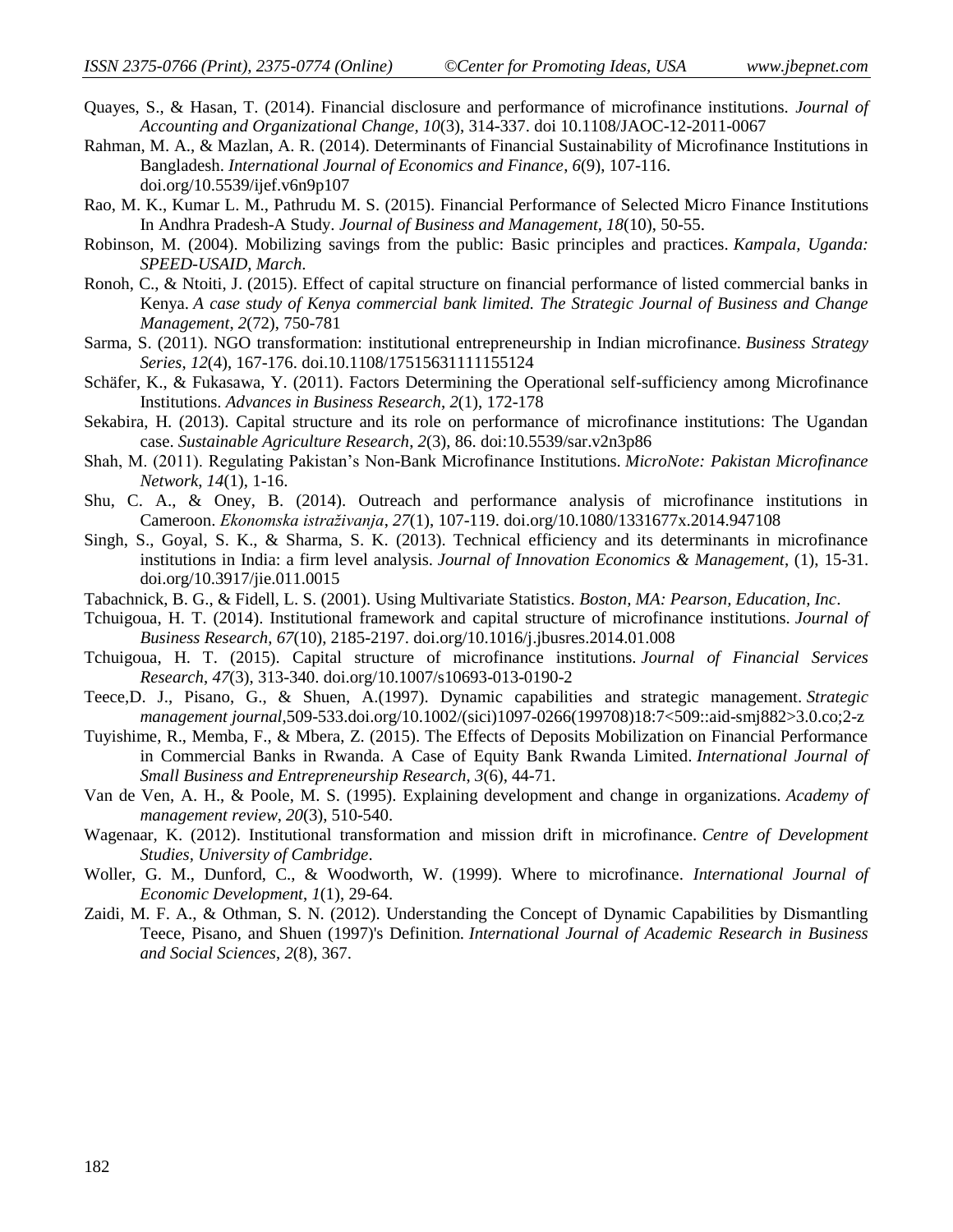Quayes, S., & Hasan, T. (2014). Financial disclosure and performance of microfinance institutions. *Journal of Accounting and Organizational Change*, *10*(3), 314-337. doi 10.1108/JAOC-12-2011-0067

Rahman, M. A., & Mazlan, A. R. (2014). Determinants of Financial Sustainability of Microfinance Institutions in Bangladesh. *International Journal of Economics and Finance*, *6*(9), 107-116. doi.org/10.5539/ijef.v6n9p107

Rao, M. K., Kumar L. M., Pathrudu M. S. (2015). Financial Performance of Selected Micro Finance Institutions In Andhra Pradesh-A Study. *Journal of Business and Management*, *18*(10), 50-55.

Robinson, M. (2004). Mobilizing savings from the public: Basic principles and practices. *Kampala, Uganda: SPEED-USAID, March*.

Ronoh, C., & Ntoiti, J. (2015). Effect of capital structure on financial performance of listed commercial banks in Kenya. *A case study of Kenya commercial bank limited. The Strategic Journal of Business and Change Management*, *2*(72), 750-781

Sarma, S. (2011). NGO transformation: institutional entrepreneurship in Indian microfinance. *Business Strategy Series*, *12*(4), 167-176. doi.10.1108/17515631111155124

Schäfer, K., & Fukasawa, Y. (2011). Factors Determining the Operational self-sufficiency among Microfinance Institutions. *Advances in Business Research*, *2*(1), 172-178

Sekabira, H. (2013). Capital structure and its role on performance of microfinance institutions: The Ugandan case. *Sustainable Agriculture Research*, *2*(3), 86. doi:10.5539/sar.v2n3p86

Shah, M. (2011). Regulating Pakistan's Non-Bank Microfinance Institutions. *MicroNote: Pakistan Microfinance Network*, *14*(1), 1-16.

Shu, C. A., & Oney, B. (2014). Outreach and performance analysis of microfinance institutions in Cameroon. *Ekonomska istraživanja*, *27*(1), 107-119. doi.org/10.1080/1331677x.2014.947108

Singh, S., Goyal, S. K., & Sharma, S. K. (2013). Technical efficiency and its determinants in microfinance institutions in India: a firm level analysis. *Journal of Innovation Economics & Management*, (1), 15-31. doi.org/10.3917/jie.011.0015

Tabachnick, B. G., & Fidell, L. S. (2001). Using Multivariate Statistics. *Boston, MA: Pearson, Education, Inc*.

Tchuigoua, H. T. (2014). Institutional framework and capital structure of microfinance institutions. *Journal of Business Research*, *67*(10), 2185-2197. doi.org/10.1016/j.jbusres.2014.01.008

Tchuigoua, H. T. (2015). Capital structure of microfinance institutions. *Journal of Financial Services Research*, *47*(3), 313-340. doi.org/10.1007/s10693-013-0190-2

Teece,D. J., Pisano, G., & Shuen, A.(1997). Dynamic capabilities and strategic management. *Strategic management journal*,509-533.doi.org/10.1002/(sici)1097-0266(199708)18:7<509::aid-smj882>3.0.co;2-z

Tuyishime, R., Memba, F., & Mbera, Z. (2015). The Effects of Deposits Mobilization on Financial Performance in Commercial Banks in Rwanda. A Case of Equity Bank Rwanda Limited. *International Journal of Small Business and Entrepreneurship Research*, *3*(6), 44-71.

Van de Ven, A. H., & Poole, M. S. (1995). Explaining development and change in organizations. *Academy of management review*, *20*(3), 510-540.

Wagenaar, K. (2012). Institutional transformation and mission drift in microfinance. *Centre of Development Studies, University of Cambridge*.

Woller, G. M., Dunford, C., & Woodworth, W. (1999). Where to microfinance. *International Journal of Economic Development*, *1*(1), 29-64.

Zaidi, M. F. A., & Othman, S. N. (2012). Understanding the Concept of Dynamic Capabilities by Dismantling Teece, Pisano, and Shuen (1997)'s Definition. *International Journal of Academic Research in Business and Social Sciences*, *2*(8), 367.